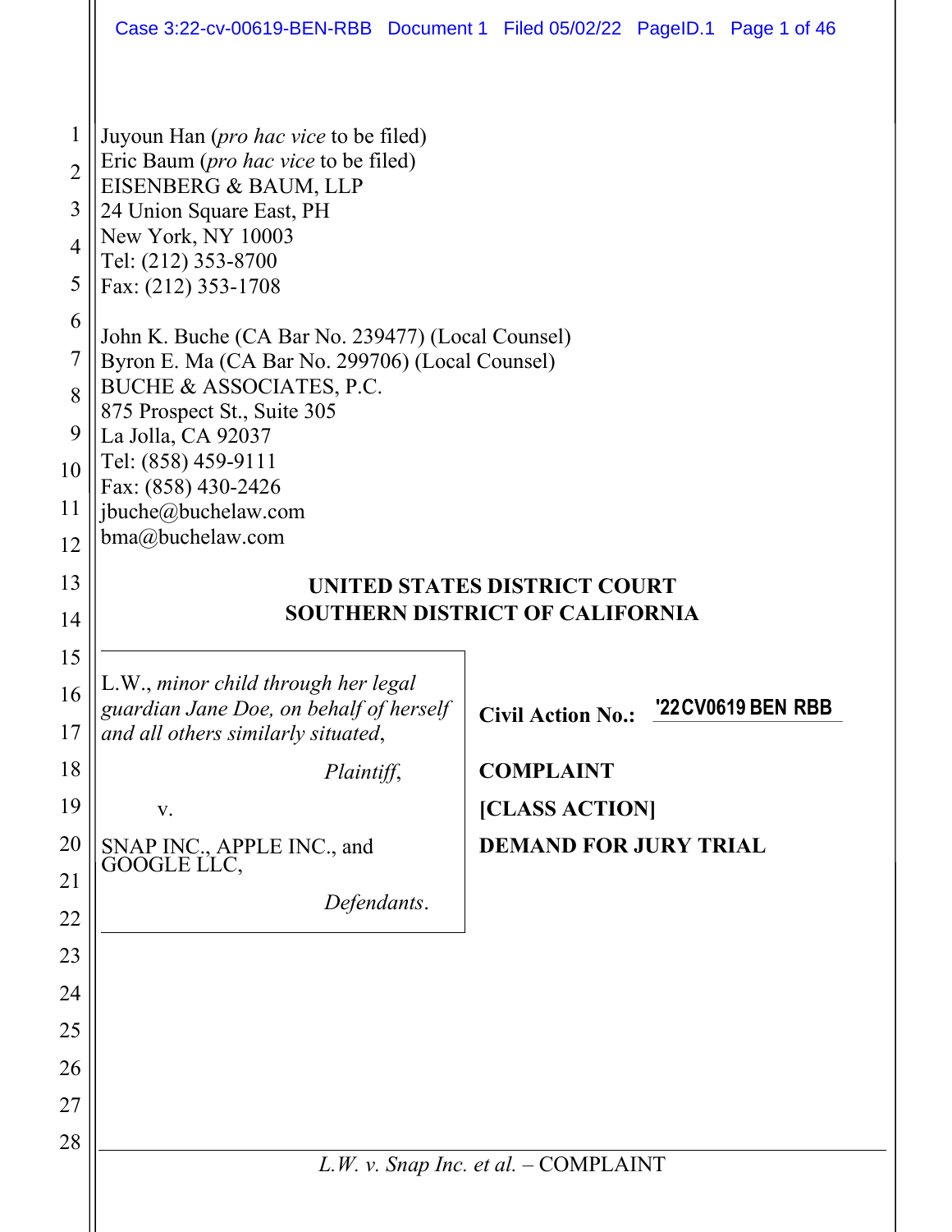Juyoun Han (*pro hac vice* to be filed)
Eric Baum (*pro hac vice* to be filed)
EISENBERG & BAUM, LLP
24 Union Square East, PH
New York, NY 10003
Tel: (212) 353-8700
Fax: (212) 353-1708

John K. Buche (CA Bar No. 239477) (Local Counsel)
Byron E. Ma (CA Bar No. 299706) (Local Counsel)
BUCHE & ASSOCIATES, P.C.
875 Prospect St., Suite 305
La Jolla, CA 92037
Tel: (858) 459-9111
Fax: (858) 430-2426
jbuche@buchelaw.com
bma@buchelaw.com

**UNITED STATES DISTRICT COURT**
**SOUTHERN DISTRICT OF CALIFORNIA**

L.W., *minor child through her legal guardian Jane Doe, on behalf of herself and all others similarly situated*,

*Plaintiff*,

v.

SNAP INC., APPLE INC., and GOOGLE LLC,

*Defendants*.

**Civil Action No.:** '22CV0619 BEN RBB

**COMPLAINT**

**[CLASS ACTION]**

**DEMAND FOR JURY TRIAL**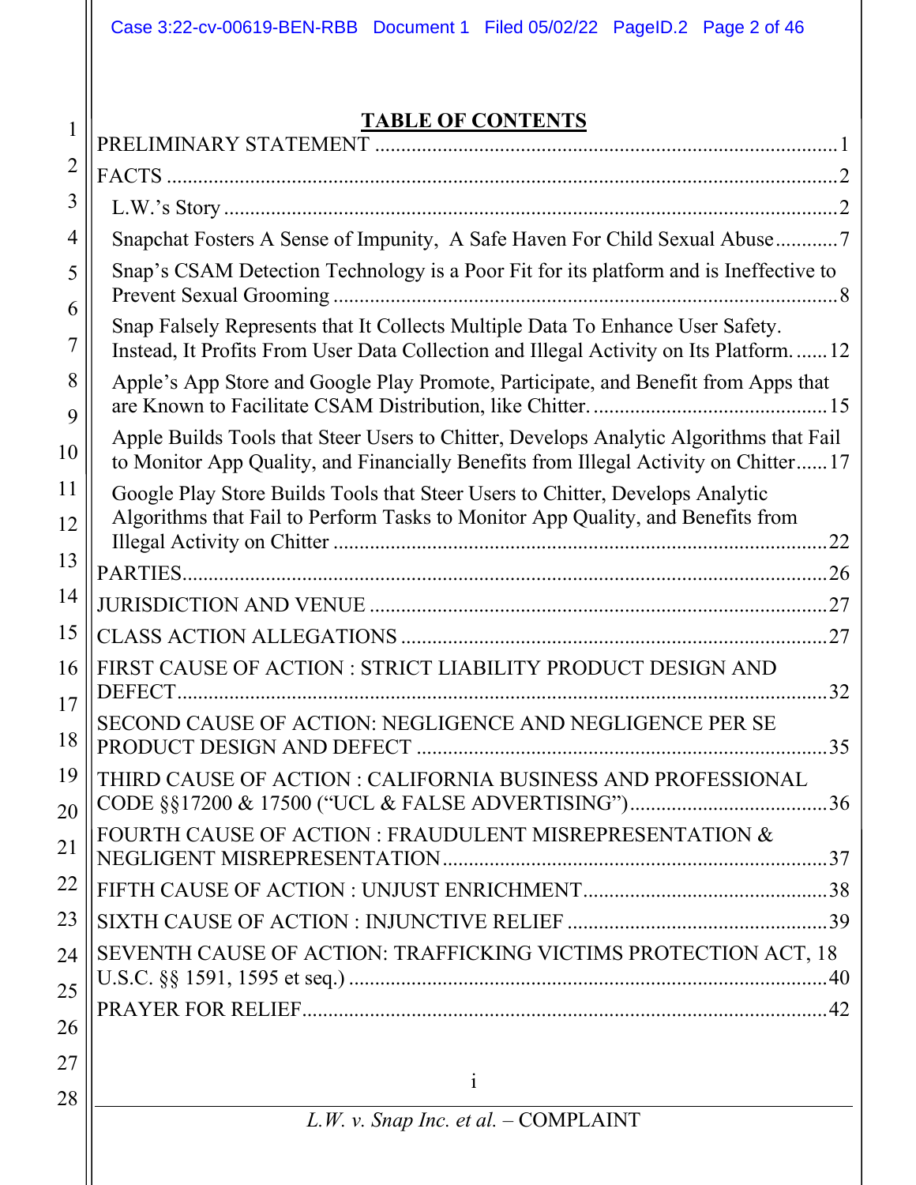## TABLE OF CONTENTS

PRELIMINARY STATEMENT ........................................................................................ 1

FACTS ........................................................................................................................ 2

- L.W.'s Story ........................................................................................................... 2
- Snapchat Fosters A Sense of Impunity, A Safe Haven For Child Sexual Abuse ............ 7
- Snap's CSAM Detection Technology is a Poor Fit for its platform and is Ineffective to Prevent Sexual Grooming ................................................................................................ 8
- Snap Falsely Represents that It Collects Multiple Data To Enhance User Safety. Instead, It Profits From User Data Collection and Illegal Activity on Its Platform. ...... 12
- Apple's App Store and Google Play Promote, Participate, and Benefit from Apps that are Known to Facilitate CSAM Distribution, like Chitter. ............................................ 15
- Apple Builds Tools that Steer Users to Chitter, Develops Analytic Algorithms that Fail to Monitor App Quality, and Financially Benefits from Illegal Activity on Chitter ...... 17
- Google Play Store Builds Tools that Steer Users to Chitter, Develops Analytic Algorithms that Fail to Perform Tasks to Monitor App Quality, and Benefits from Illegal Activity on Chitter .............................................................................................. 22

PARTIES .................................................................................................................... 26

JURISDICTION AND VENUE ..................................................................................... 27

CLASS ACTION ALLEGATIONS ................................................................................. 27

FIRST CAUSE OF ACTION : STRICT LIABILITY PRODUCT DESIGN AND DEFECT ..... 32

SECOND CAUSE OF ACTION: NEGLIGENCE AND NEGLIGENCE PER SE PRODUCT DESIGN AND DEFECT ............................................................................... 35

THIRD CAUSE OF ACTION : CALIFORNIA BUSINESS AND PROFESSIONAL CODE §§17200 & 17500 ("UCL & FALSE ADVERTISING") ............................................ 36

FOURTH CAUSE OF ACTION : FRAUDULENT MISREPRESENTATION & NEGLIGENT MISREPRESENTATION ......................................................................... 37

FIFTH CAUSE OF ACTION : UNJUST ENRICHMENT ............................................... 38

SIXTH CAUSE OF ACTION : INJUNCTIVE RELIEF ................................................. 39

SEVENTH CAUSE OF ACTION: TRAFFICKING VICTIMS PROTECTION ACT, 18 U.S.C. §§ 1591, 1595 et seq.) ............................................................................................ 40

PRAYER FOR RELIEF ................................................................................................ 42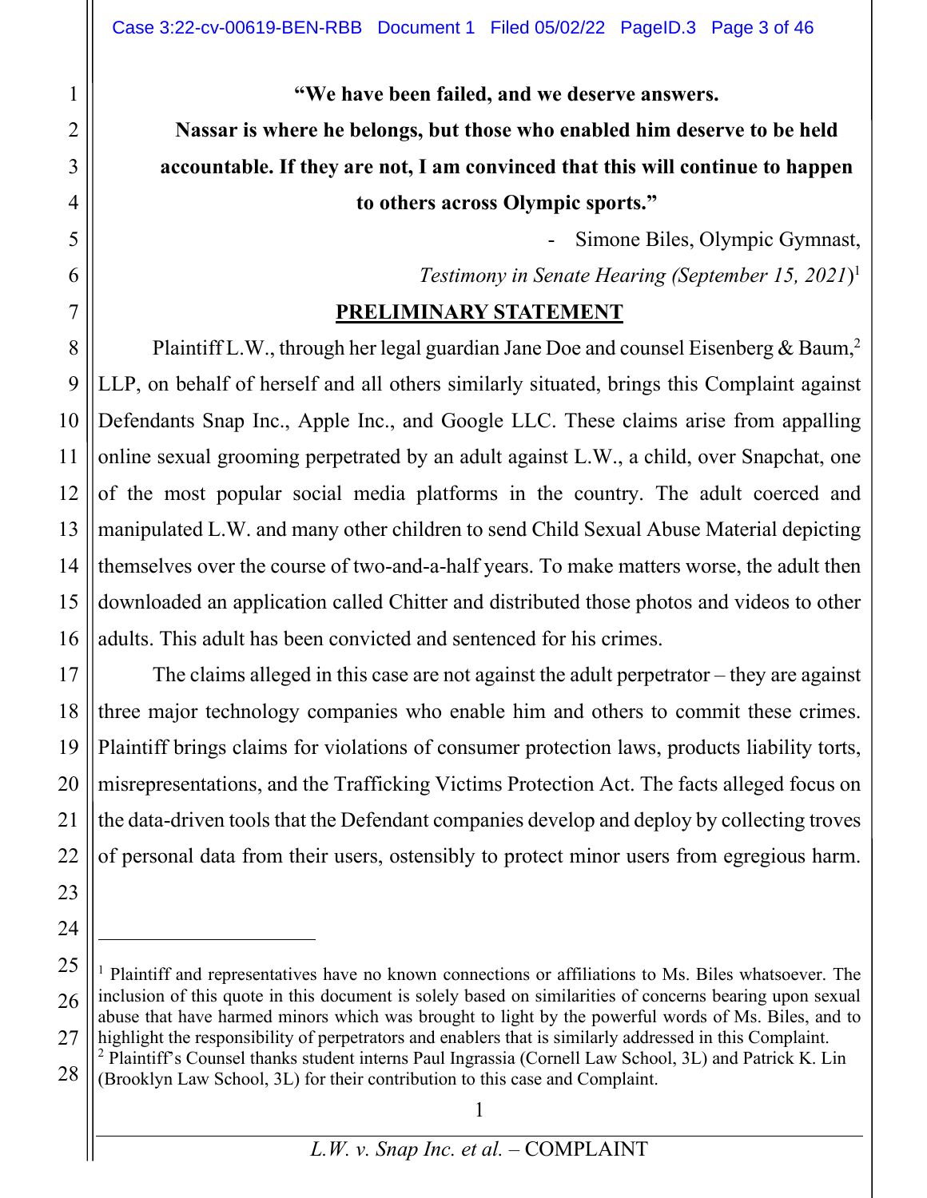**"We have been failed, and we deserve answers.**
**Nassar is where he belongs, but those who enabled him deserve to be held accountable. If they are not, I am convinced that this will continue to happen to others across Olympic sports."**

\- Simone Biles, Olympic Gymnast,
*Testimony in Senate Hearing (September 15, 2021)*[1]

## PRELIMINARY STATEMENT

Plaintiff L.W., through her legal guardian Jane Doe and counsel Eisenberg & Baum,[2] LLP, on behalf of herself and all others similarly situated, brings this Complaint against Defendants Snap Inc., Apple Inc., and Google LLC. These claims arise from appalling online sexual grooming perpetrated by an adult against L.W., a child, over Snapchat, one of the most popular social media platforms in the country. The adult coerced and manipulated L.W. and many other children to send Child Sexual Abuse Material depicting themselves over the course of two-and-a-half years. To make matters worse, the adult then downloaded an application called Chitter and distributed those photos and videos to other adults. This adult has been convicted and sentenced for his crimes.

The claims alleged in this case are not against the adult perpetrator – they are against three major technology companies who enable him and others to commit these crimes. Plaintiff brings claims for violations of consumer protection laws, products liability torts, misrepresentations, and the Trafficking Victims Protection Act. The facts alleged focus on the data-driven tools that the Defendant companies develop and deploy by collecting troves of personal data from their users, ostensibly to protect minor users from egregious harm.

---

[1] Plaintiff and representatives have no known connections or affiliations to Ms. Biles whatsoever. The inclusion of this quote in this document is solely based on similarities of concerns bearing upon sexual abuse that have harmed minors which was brought to light by the powerful words of Ms. Biles, and to highlight the responsibility of perpetrators and enablers that is similarly addressed in this Complaint.

[2] Plaintiff's Counsel thanks student interns Paul Ingrassia (Cornell Law School, 3L) and Patrick K. Lin (Brooklyn Law School, 3L) for their contribution to this case and Complaint.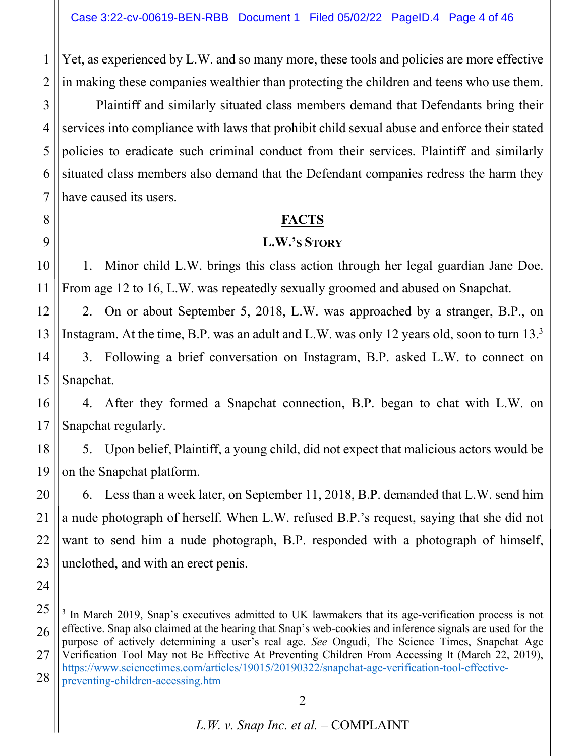Yet, as experienced by L.W. and so many more, these tools and policies are more effective in making these companies wealthier than protecting the children and teens who use them.

Plaintiff and similarly situated class members demand that Defendants bring their services into compliance with laws that prohibit child sexual abuse and enforce their stated policies to eradicate such criminal conduct from their services. Plaintiff and similarly situated class members also demand that the Defendant companies redress the harm they have caused its users.

## FACTS

### L.W.'s Story

1. Minor child L.W. brings this class action through her legal guardian Jane Doe. From age 12 to 16, L.W. was repeatedly sexually groomed and abused on Snapchat.

2. On or about September 5, 2018, L.W. was approached by a stranger, B.P., on Instagram. At the time, B.P. was an adult and L.W. was only 12 years old, soon to turn 13.[3]

3. Following a brief conversation on Instagram, B.P. asked L.W. to connect on Snapchat.

4. After they formed a Snapchat connection, B.P. began to chat with L.W. on Snapchat regularly.

5. Upon belief, Plaintiff, a young child, did not expect that malicious actors would be on the Snapchat platform.

6. Less than a week later, on September 11, 2018, B.P. demanded that L.W. send him a nude photograph of herself. When L.W. refused B.P.'s request, saying that she did not want to send him a nude photograph, B.P. responded with a photograph of himself, unclothed, and with an erect penis.

---

[3] In March 2019, Snap's executives admitted to UK lawmakers that its age-verification process is not effective. Snap also claimed at the hearing that Snap's web-cookies and inference signals are used for the purpose of actively determining a user's real age. *See* Ongudi, The Science Times, Snapchat Age Verification Tool May not Be Effective At Preventing Children From Accessing It (March 22, 2019), https://www.sciencetimes.com/articles/19015/20190322/snapchat-age-verification-tool-effective-preventing-children-accessing.htm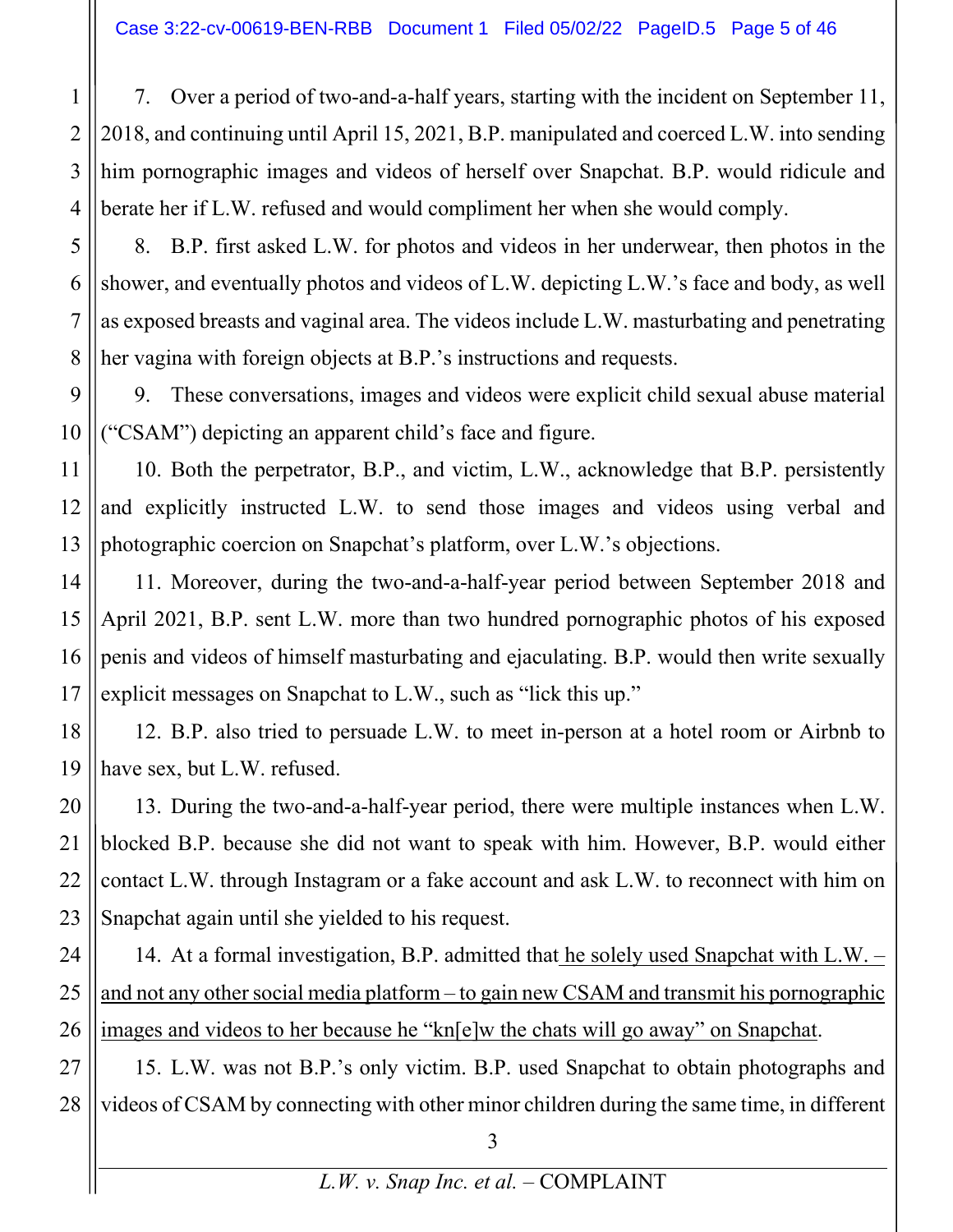7. Over a period of two-and-a-half years, starting with the incident on September 11, 2018, and continuing until April 15, 2021, B.P. manipulated and coerced L.W. into sending him pornographic images and videos of herself over Snapchat. B.P. would ridicule and berate her if L.W. refused and would compliment her when she would comply.

8. B.P. first asked L.W. for photos and videos in her underwear, then photos in the shower, and eventually photos and videos of L.W. depicting L.W.'s face and body, as well as exposed breasts and vaginal area. The videos include L.W. masturbating and penetrating her vagina with foreign objects at B.P.'s instructions and requests.

9. These conversations, images and videos were explicit child sexual abuse material ("CSAM") depicting an apparent child's face and figure.

10. Both the perpetrator, B.P., and victim, L.W., acknowledge that B.P. persistently and explicitly instructed L.W. to send those images and videos using verbal and photographic coercion on Snapchat's platform, over L.W.'s objections.

11. Moreover, during the two-and-a-half-year period between September 2018 and April 2021, B.P. sent L.W. more than two hundred pornographic photos of his exposed penis and videos of himself masturbating and ejaculating. B.P. would then write sexually explicit messages on Snapchat to L.W., such as "lick this up."

12. B.P. also tried to persuade L.W. to meet in-person at a hotel room or Airbnb to have sex, but L.W. refused.

13. During the two-and-a-half-year period, there were multiple instances when L.W. blocked B.P. because she did not want to speak with him. However, B.P. would either contact L.W. through Instagram or a fake account and ask L.W. to reconnect with him on Snapchat again until she yielded to his request.

14. At a formal investigation, B.P. admitted that <u>he solely used Snapchat with L.W. – and not any other social media platform – to gain new CSAM and transmit his pornographic images and videos to her because he "kn[e]w the chats will go away" on Snapchat</u>.

15. L.W. was not B.P.'s only victim. B.P. used Snapchat to obtain photographs and videos of CSAM by connecting with other minor children during the same time, in different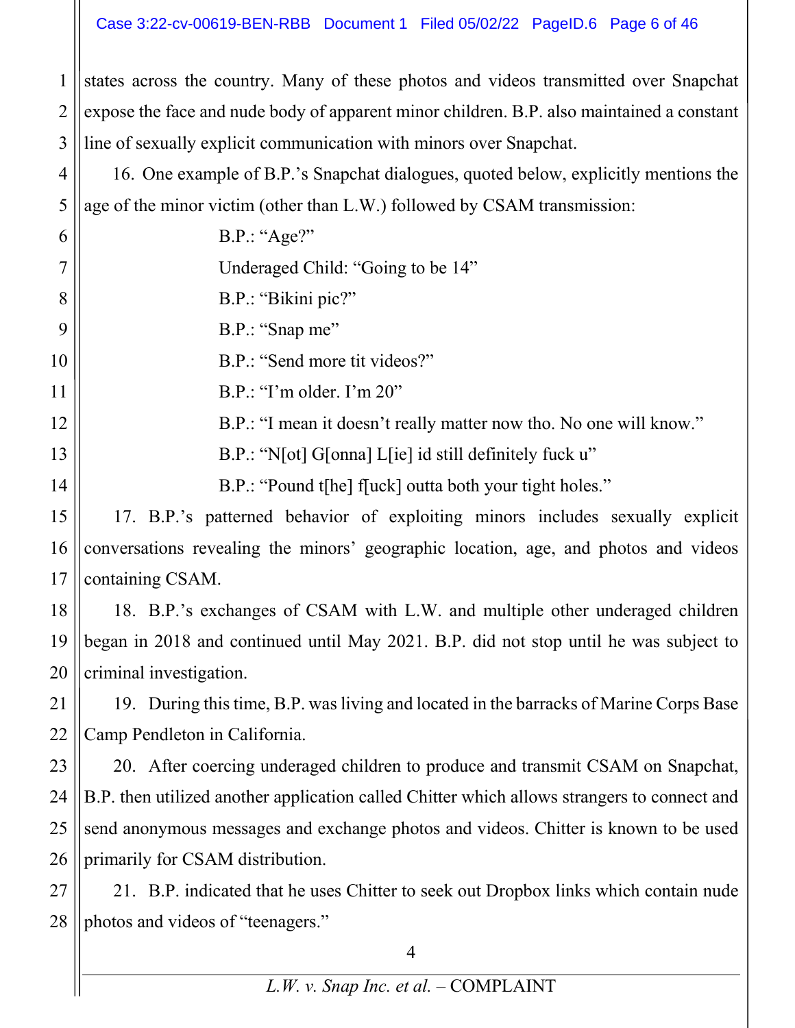states across the country. Many of these photos and videos transmitted over Snapchat expose the face and nude body of apparent minor children. B.P. also maintained a constant line of sexually explicit communication with minors over Snapchat.

16. One example of B.P.'s Snapchat dialogues, quoted below, explicitly mentions the age of the minor victim (other than L.W.) followed by CSAM transmission:

> B.P.: "Age?"
>
> Underaged Child: "Going to be 14"
>
> B.P.: "Bikini pic?"
>
> B.P.: "Snap me"
>
> B.P.: "Send more tit videos?"
>
> B.P.: "I'm older. I'm 20"
>
> B.P.: "I mean it doesn't really matter now tho. No one will know."
>
> B.P.: "N[ot] G[onna] L[ie] id still definitely fuck u"
>
> B.P.: "Pound t[he] f[uck] outta both your tight holes."

17. B.P.'s patterned behavior of exploiting minors includes sexually explicit conversations revealing the minors' geographic location, age, and photos and videos containing CSAM.

18. B.P.'s exchanges of CSAM with L.W. and multiple other underaged children began in 2018 and continued until May 2021. B.P. did not stop until he was subject to criminal investigation.

19. During this time, B.P. was living and located in the barracks of Marine Corps Base Camp Pendleton in California.

20. After coercing underaged children to produce and transmit CSAM on Snapchat, B.P. then utilized another application called Chitter which allows strangers to connect and send anonymous messages and exchange photos and videos. Chitter is known to be used primarily for CSAM distribution.

21. B.P. indicated that he uses Chitter to seek out Dropbox links which contain nude photos and videos of "teenagers."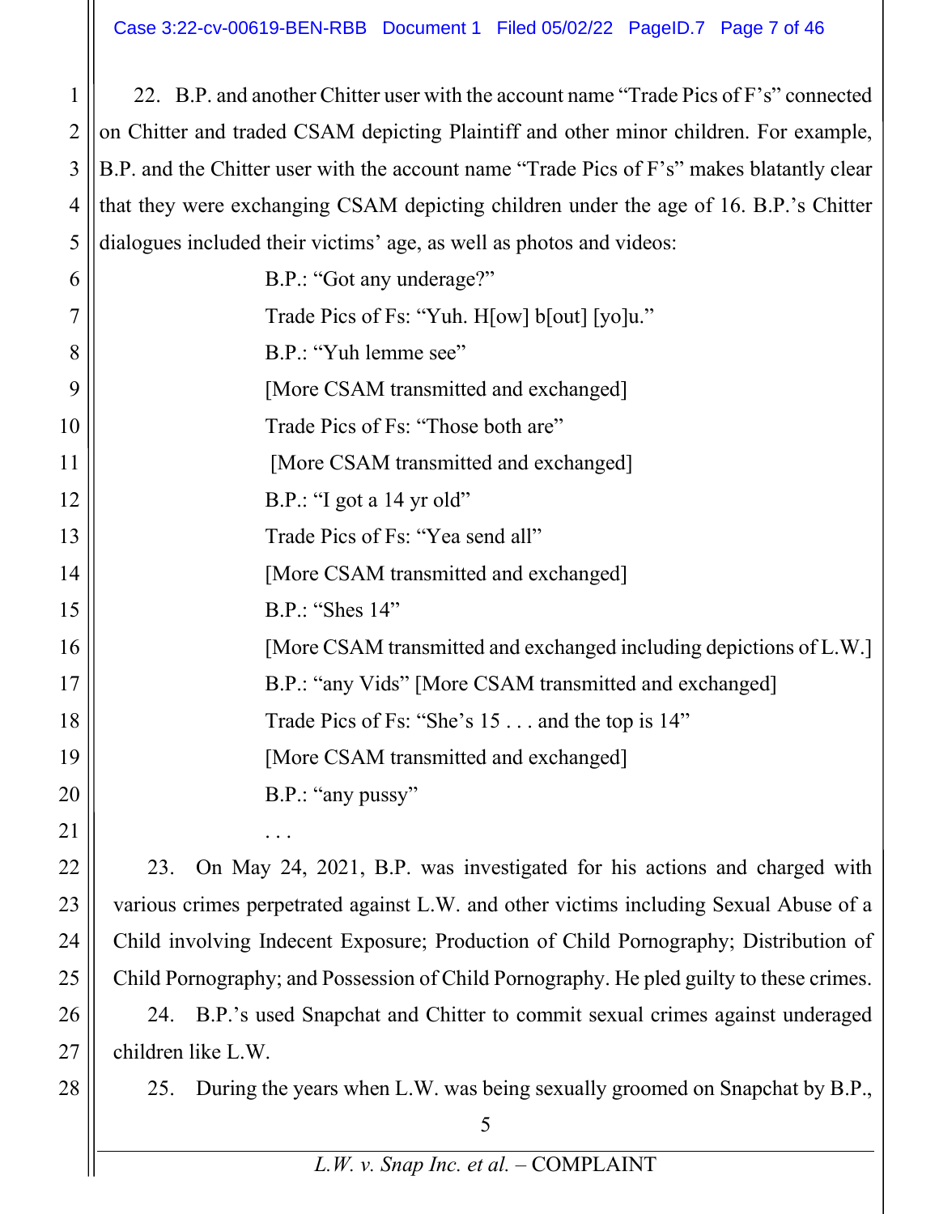22. B.P. and another Chitter user with the account name "Trade Pics of F's" connected on Chitter and traded CSAM depicting Plaintiff and other minor children. For example, B.P. and the Chitter user with the account name "Trade Pics of F's" makes blatantly clear that they were exchanging CSAM depicting children under the age of 16. B.P.'s Chitter dialogues included their victims' age, as well as photos and videos:

> B.P.: "Got any underage?"
>
> Trade Pics of Fs: "Yuh. H[ow] b[out] [yo]u."
>
> B.P.: "Yuh lemme see"
>
> [More CSAM transmitted and exchanged]
>
> Trade Pics of Fs: "Those both are"
>
> [More CSAM transmitted and exchanged]
>
> B.P.: "I got a 14 yr old"
>
> Trade Pics of Fs: "Yea send all"
>
> [More CSAM transmitted and exchanged]
>
> B.P.: "Shes 14"
>
> [More CSAM transmitted and exchanged including depictions of L.W.]
>
> B.P.: "any Vids" [More CSAM transmitted and exchanged]
>
> Trade Pics of Fs: "She's 15 . . . and the top is 14"
>
> [More CSAM transmitted and exchanged]
>
> B.P.: "any pussy"
>
> . . .

23. On May 24, 2021, B.P. was investigated for his actions and charged with various crimes perpetrated against L.W. and other victims including Sexual Abuse of a Child involving Indecent Exposure; Production of Child Pornography; Distribution of Child Pornography; and Possession of Child Pornography. He pled guilty to these crimes.

24. B.P.'s used Snapchat and Chitter to commit sexual crimes against underaged children like L.W.

25. During the years when L.W. was being sexually groomed on Snapchat by B.P.,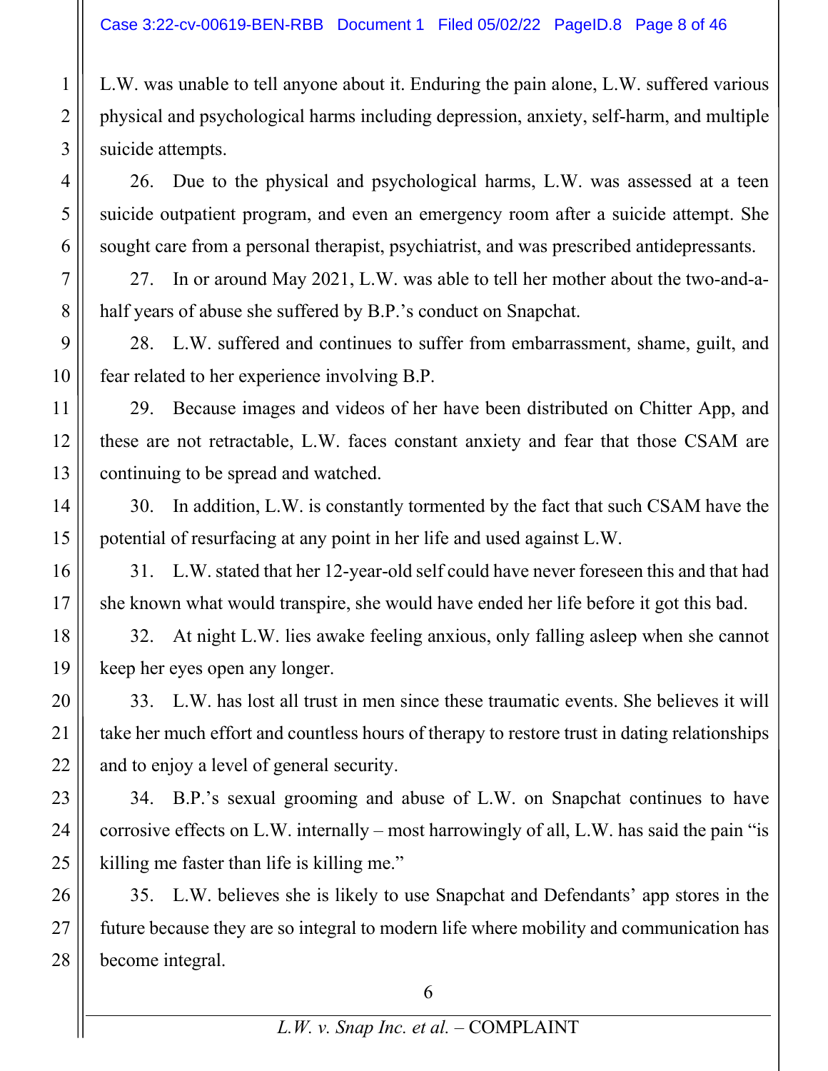L.W. was unable to tell anyone about it. Enduring the pain alone, L.W. suffered various physical and psychological harms including depression, anxiety, self-harm, and multiple suicide attempts.

26. Due to the physical and psychological harms, L.W. was assessed at a teen suicide outpatient program, and even an emergency room after a suicide attempt. She sought care from a personal therapist, psychiatrist, and was prescribed antidepressants.

27. In or around May 2021, L.W. was able to tell her mother about the two-and-a-half years of abuse she suffered by B.P.'s conduct on Snapchat.

28. L.W. suffered and continues to suffer from embarrassment, shame, guilt, and fear related to her experience involving B.P.

29. Because images and videos of her have been distributed on Chitter App, and these are not retractable, L.W. faces constant anxiety and fear that those CSAM are continuing to be spread and watched.

30. In addition, L.W. is constantly tormented by the fact that such CSAM have the potential of resurfacing at any point in her life and used against L.W.

31. L.W. stated that her 12-year-old self could have never foreseen this and that had she known what would transpire, she would have ended her life before it got this bad.

32. At night L.W. lies awake feeling anxious, only falling asleep when she cannot keep her eyes open any longer.

33. L.W. has lost all trust in men since these traumatic events. She believes it will take her much effort and countless hours of therapy to restore trust in dating relationships and to enjoy a level of general security.

34. B.P.'s sexual grooming and abuse of L.W. on Snapchat continues to have corrosive effects on L.W. internally – most harrowingly of all, L.W. has said the pain "is killing me faster than life is killing me."

35. L.W. believes she is likely to use Snapchat and Defendants' app stores in the future because they are so integral to modern life where mobility and communication has become integral.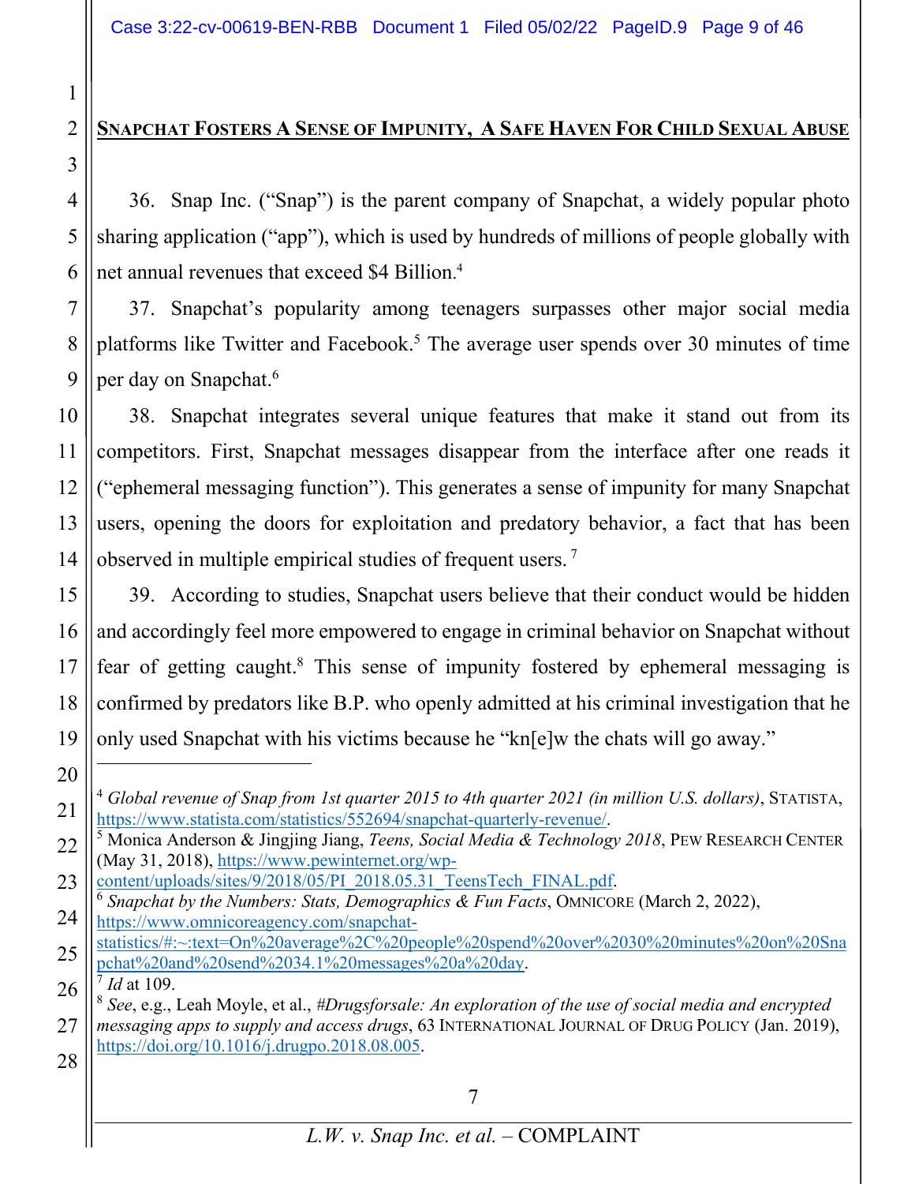## SNAPCHAT FOSTERS A SENSE OF IMPUNITY, A SAFE HAVEN FOR CHILD SEXUAL ABUSE

36. Snap Inc. ("Snap") is the parent company of Snapchat, a widely popular photo sharing application ("app"), which is used by hundreds of millions of people globally with net annual revenues that exceed $4 Billion.[4]

37. Snapchat's popularity among teenagers surpasses other major social media platforms like Twitter and Facebook.[5] The average user spends over 30 minutes of time per day on Snapchat.[6]

38. Snapchat integrates several unique features that make it stand out from its competitors. First, Snapchat messages disappear from the interface after one reads it ("ephemeral messaging function"). This generates a sense of impunity for many Snapchat users, opening the doors for exploitation and predatory behavior, a fact that has been observed in multiple empirical studies of frequent users.[7]

39. According to studies, Snapchat users believe that their conduct would be hidden and accordingly feel more empowered to engage in criminal behavior on Snapchat without fear of getting caught.[8] This sense of impunity fostered by ephemeral messaging is confirmed by predators like B.P. who openly admitted at his criminal investigation that he only used Snapchat with his victims because he "kn[e]w the chats will go away."

---

[4] *Global revenue of Snap from 1st quarter 2015 to 4th quarter 2021 (in million U.S. dollars)*, STATISTA, https://www.statista.com/statistics/552694/snapchat-quarterly-revenue/.

[5] Monica Anderson & Jingjing Jiang, *Teens, Social Media & Technology 2018*, PEW RESEARCH CENTER (May 31, 2018), https://www.pewinternet.org/wp-content/uploads/sites/9/2018/05/PI_2018.05.31_TeensTech_FINAL.pdf.

[6] *Snapchat by the Numbers: Stats, Demographics & Fun Facts*, OMNICORE (March 2, 2022), https://www.omnicoreagency.com/snapchat-statistics/#:~:text=On%20average%2C%20people%20spend%20over%2030%20minutes%20on%20Snapchat%20and%20send%2034.1%20messages%20a%20day.

[7] *Id* at 109.

[8] *See*, e.g., Leah Moyle, et al., *#Drugsforsale: An exploration of the use of social media and encrypted messaging apps to supply and access drugs*, 63 INTERNATIONAL JOURNAL OF DRUG POLICY (Jan. 2019), https://doi.org/10.1016/j.drugpo.2018.08.005.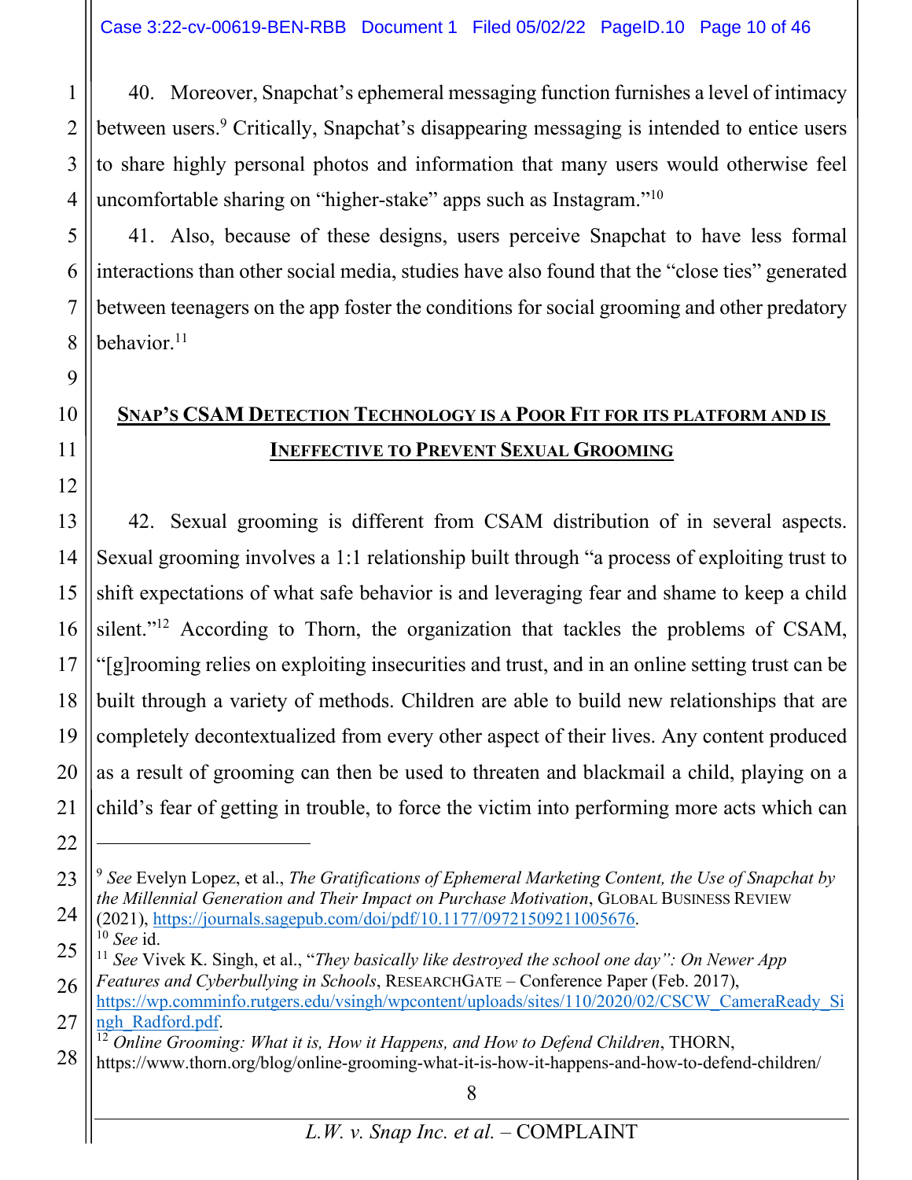40. Moreover, Snapchat's ephemeral messaging function furnishes a level of intimacy between users.[9] Critically, Snapchat's disappearing messaging is intended to entice users to share highly personal photos and information that many users would otherwise feel uncomfortable sharing on "higher-stake" apps such as Instagram."[10]

41. Also, because of these designs, users perceive Snapchat to have less formal interactions than other social media, studies have also found that the "close ties" generated between teenagers on the app foster the conditions for social grooming and other predatory behavior.[11]

## SNAP'S CSAM DETECTION TECHNOLOGY IS A POOR FIT FOR ITS PLATFORM AND IS INEFFECTIVE TO PREVENT SEXUAL GROOMING

42. Sexual grooming is different from CSAM distribution of in several aspects. Sexual grooming involves a 1:1 relationship built through "a process of exploiting trust to shift expectations of what safe behavior is and leveraging fear and shame to keep a child silent."[12] According to Thorn, the organization that tackles the problems of CSAM, "[g]rooming relies on exploiting insecurities and trust, and in an online setting trust can be built through a variety of methods. Children are able to build new relationships that are completely decontextualized from every other aspect of their lives. Any content produced as a result of grooming can then be used to threaten and blackmail a child, playing on a child's fear of getting in trouble, to force the victim into performing more acts which can

---

[9] *See* Evelyn Lopez, et al., *The Gratifications of Ephemeral Marketing Content, the Use of Snapchat by the Millennial Generation and Their Impact on Purchase Motivation*, GLOBAL BUSINESS REVIEW (2021), https://journals.sagepub.com/doi/pdf/10.1177/09721509211005676.

[10] *See* id.

[11] *See* Vivek K. Singh, et al., "*They basically like destroyed the school one day": On Newer App Features and Cyberbullying in Schools*, RESEARCHGATE – Conference Paper (Feb. 2017), https://wp.comminfo.rutgers.edu/vsingh/wpcontent/uploads/sites/110/2020/02/CSCW_CameraReady_Singh_Radford.pdf.

[12] *Online Grooming: What it is, How it Happens, and How to Defend Children*, THORN, https://www.thorn.org/blog/online-grooming-what-it-is-how-it-happens-and-how-to-defend-children/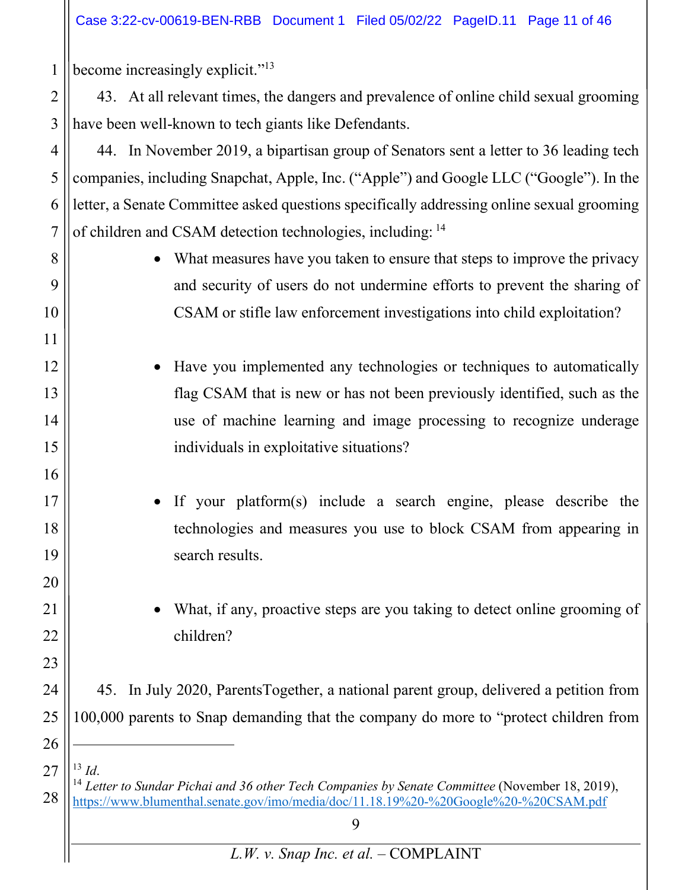become increasingly explicit."[13]

43. At all relevant times, the dangers and prevalence of online child sexual grooming have been well-known to tech giants like Defendants.

44. In November 2019, a bipartisan group of Senators sent a letter to 36 leading tech companies, including Snapchat, Apple, Inc. ("Apple") and Google LLC ("Google"). In the letter, a Senate Committee asked questions specifically addressing online sexual grooming of children and CSAM detection technologies, including: [14]

- What measures have you taken to ensure that steps to improve the privacy and security of users do not undermine efforts to prevent the sharing of CSAM or stifle law enforcement investigations into child exploitation?

- Have you implemented any technologies or techniques to automatically flag CSAM that is new or has not been previously identified, such as the use of machine learning and image processing to recognize underage individuals in exploitative situations?

- If your platform(s) include a search engine, please describe the technologies and measures you use to block CSAM from appearing in search results.

- What, if any, proactive steps are you taking to detect online grooming of children?

45. In July 2020, ParentsTogether, a national parent group, delivered a petition from 100,000 parents to Snap demanding that the company do more to "protect children from

---

[13] *Id*.

[14] *Letter to Sundar Pichai and 36 other Tech Companies by Senate Committee* (November 18, 2019), https://www.blumenthal.senate.gov/imo/media/doc/11.18.19%20-%20Google%20-%20CSAM.pdf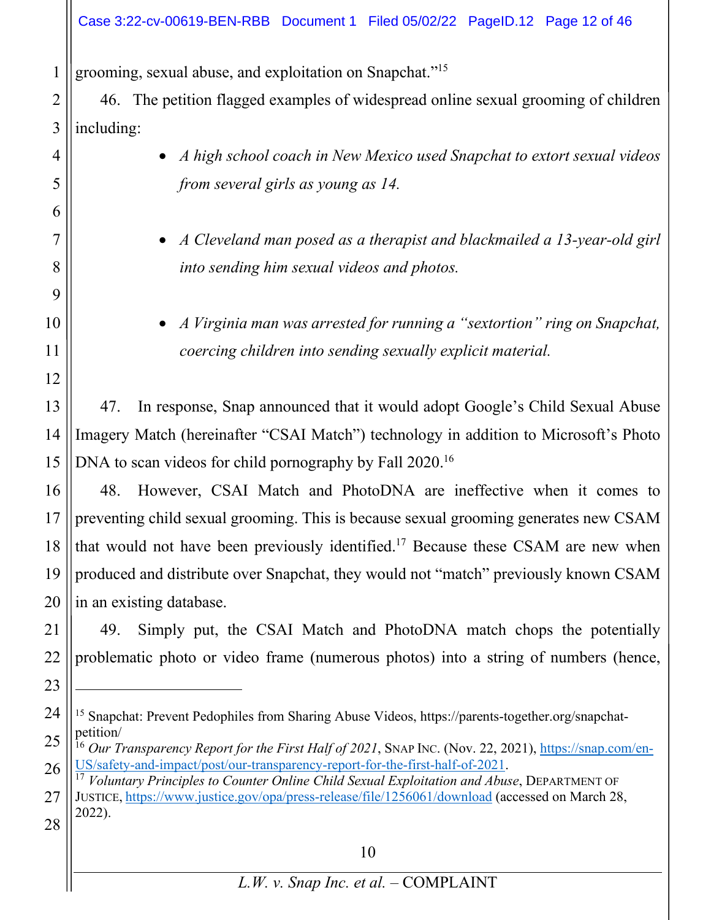grooming, sexual abuse, and exploitation on Snapchat."[15]

46. The petition flagged examples of widespread online sexual grooming of children including:

- *A high school coach in New Mexico used Snapchat to extort sexual videos from several girls as young as 14.*

- *A Cleveland man posed as a therapist and blackmailed a 13-year-old girl into sending him sexual videos and photos.*

- *A Virginia man was arrested for running a "sextortion" ring on Snapchat, coercing children into sending sexually explicit material.*

47. In response, Snap announced that it would adopt Google's Child Sexual Abuse Imagery Match (hereinafter "CSAI Match") technology in addition to Microsoft's Photo DNA to scan videos for child pornography by Fall 2020.[16]

48. However, CSAI Match and PhotoDNA are ineffective when it comes to preventing child sexual grooming. This is because sexual grooming generates new CSAM that would not have been previously identified.[17] Because these CSAM are new when produced and distribute over Snapchat, they would not "match" previously known CSAM in an existing database.

49. Simply put, the CSAI Match and PhotoDNA match chops the potentially problematic photo or video frame (numerous photos) into a string of numbers (hence,

---

[15] Snapchat: Prevent Pedophiles from Sharing Abuse Videos, https://parents-together.org/snapchat-petition/

[16] *Our Transparency Report for the First Half of 2021*, SNAP INC. (Nov. 22, 2021), https://snap.com/en-US/safety-and-impact/post/our-transparency-report-for-the-first-half-of-2021.

[17] *Voluntary Principles to Counter Online Child Sexual Exploitation and Abuse*, DEPARTMENT OF JUSTICE, https://www.justice.gov/opa/press-release/file/1256061/download (accessed on March 28, 2022).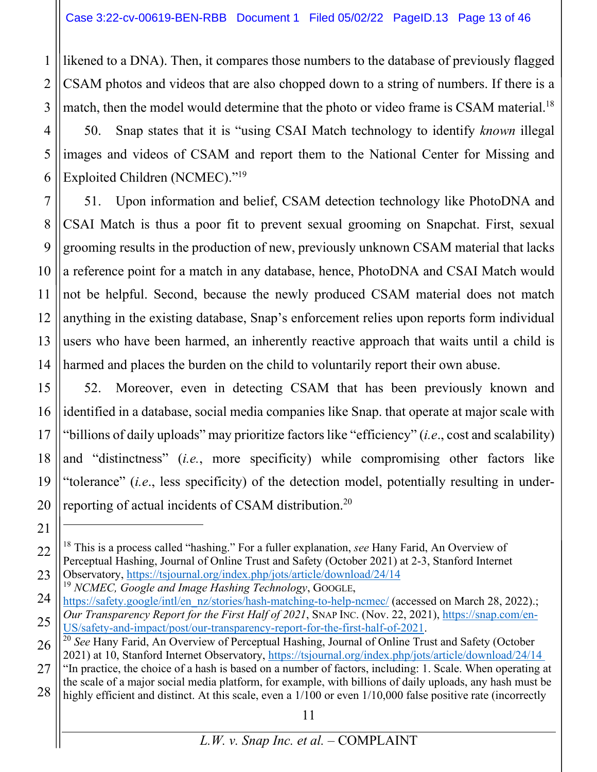likened to a DNA). Then, it compares those numbers to the database of previously flagged CSAM photos and videos that are also chopped down to a string of numbers. If there is a match, then the model would determine that the photo or video frame is CSAM material.[18]

50. Snap states that it is "using CSAI Match technology to identify *known* illegal images and videos of CSAM and report them to the National Center for Missing and Exploited Children (NCMEC)."[19]

51. Upon information and belief, CSAM detection technology like PhotoDNA and CSAI Match is thus a poor fit to prevent sexual grooming on Snapchat. First, sexual grooming results in the production of new, previously unknown CSAM material that lacks a reference point for a match in any database, hence, PhotoDNA and CSAI Match would not be helpful. Second, because the newly produced CSAM material does not match anything in the existing database, Snap's enforcement relies upon reports form individual users who have been harmed, an inherently reactive approach that waits until a child is harmed and places the burden on the child to voluntarily report their own abuse.

52. Moreover, even in detecting CSAM that has been previously known and identified in a database, social media companies like Snap. that operate at major scale with "billions of daily uploads" may prioritize factors like "efficiency" (*i.e*., cost and scalability) and "distinctness" (*i.e.*, more specificity) while compromising other factors like "tolerance" (*i.e*., less specificity) of the detection model, potentially resulting in under-reporting of actual incidents of CSAM distribution.[20]

---

[18] This is a process called "hashing." For a fuller explanation, *see* Hany Farid, An Overview of Perceptual Hashing, Journal of Online Trust and Safety (October 2021) at 2-3, Stanford Internet Observatory, https://tsjournal.org/index.php/jots/article/download/24/14

[19] *NCMEC, Google and Image Hashing Technology*, GOOGLE, https://safety.google/intl/en_nz/stories/hash-matching-to-help-ncmec/ (accessed on March 28, 2022).; *Our Transparency Report for the First Half of 2021*, SNAP INC. (Nov. 22, 2021), https://snap.com/en-US/safety-and-impact/post/our-transparency-report-for-the-first-half-of-2021.

[20] *See* Hany Farid, An Overview of Perceptual Hashing, Journal of Online Trust and Safety (October 2021) at 10, Stanford Internet Observatory, https://tsjournal.org/index.php/jots/article/download/24/14 "In practice, the choice of a hash is based on a number of factors, including: 1. Scale. When operating at the scale of a major social media platform, for example, with billions of daily uploads, any hash must be highly efficient and distinct. At this scale, even a 1/100 or even 1/10,000 false positive rate (incorrectly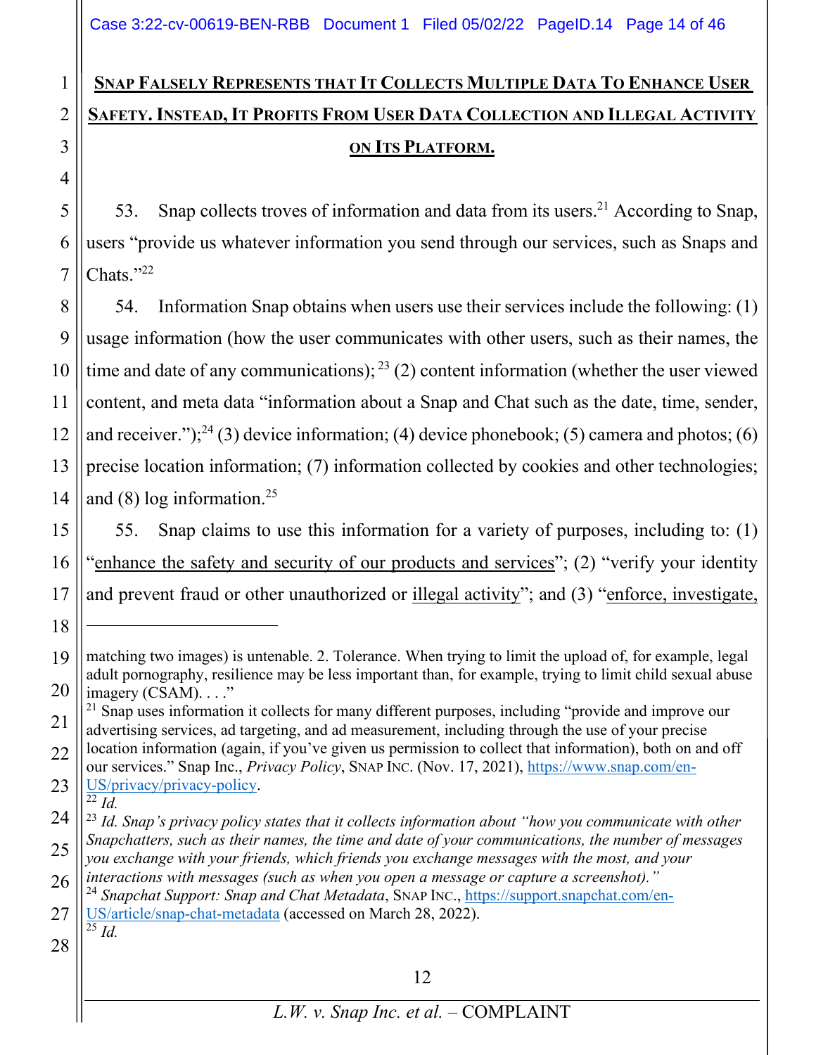## <u>Snap Falsely Represents that It Collects Multiple Data To Enhance User Safety. Instead, It Profits From User Data Collection and Illegal Activity on Its Platform.</u>

53. Snap collects troves of information and data from its users.[21] According to Snap, users "provide us whatever information you send through our services, such as Snaps and Chats."[22]

54. Information Snap obtains when users use their services include the following: (1) usage information (how the user communicates with other users, such as their names, the time and date of any communications);[23] (2) content information (whether the user viewed content, and meta data "information about a Snap and Chat such as the date, time, sender, and receiver.");[24] (3) device information; (4) device phonebook; (5) camera and photos; (6) precise location information; (7) information collected by cookies and other technologies; and (8) log information.[25]

55. Snap claims to use this information for a variety of purposes, including to: (1) "<u>enhance the safety and security of our products and services</u>"; (2) "verify your identity and prevent fraud or other unauthorized or <u>illegal activity</u>"; and (3) "<u>enforce, investigate,</u>

---

matching two images) is untenable. 2. Tolerance. When trying to limit the upload of, for example, legal adult pornography, resilience may be less important than, for example, trying to limit child sexual abuse imagery (CSAM). . . ."

[21] Snap uses information it collects for many different purposes, including "provide and improve our advertising services, ad targeting, and ad measurement, including through the use of your precise location information (again, if you've given us permission to collect that information), both on and off our services." Snap Inc., *Privacy Policy*, Snap Inc. (Nov. 17, 2021), https://www.snap.com/en-US/privacy/privacy-policy.

[22] *Id.*

[23] *Id. Snap's privacy policy states that it collects information about "how you communicate with other Snapchatters, such as their names, the time and date of your communications, the number of messages you exchange with your friends, which friends you exchange messages with the most, and your interactions with messages (such as when you open a message or capture a screenshot)."*

[24] *Snapchat Support: Snap and Chat Metadata*, Snap Inc., https://support.snapchat.com/en-US/article/snap-chat-metadata (accessed on March 28, 2022).

[25] *Id.*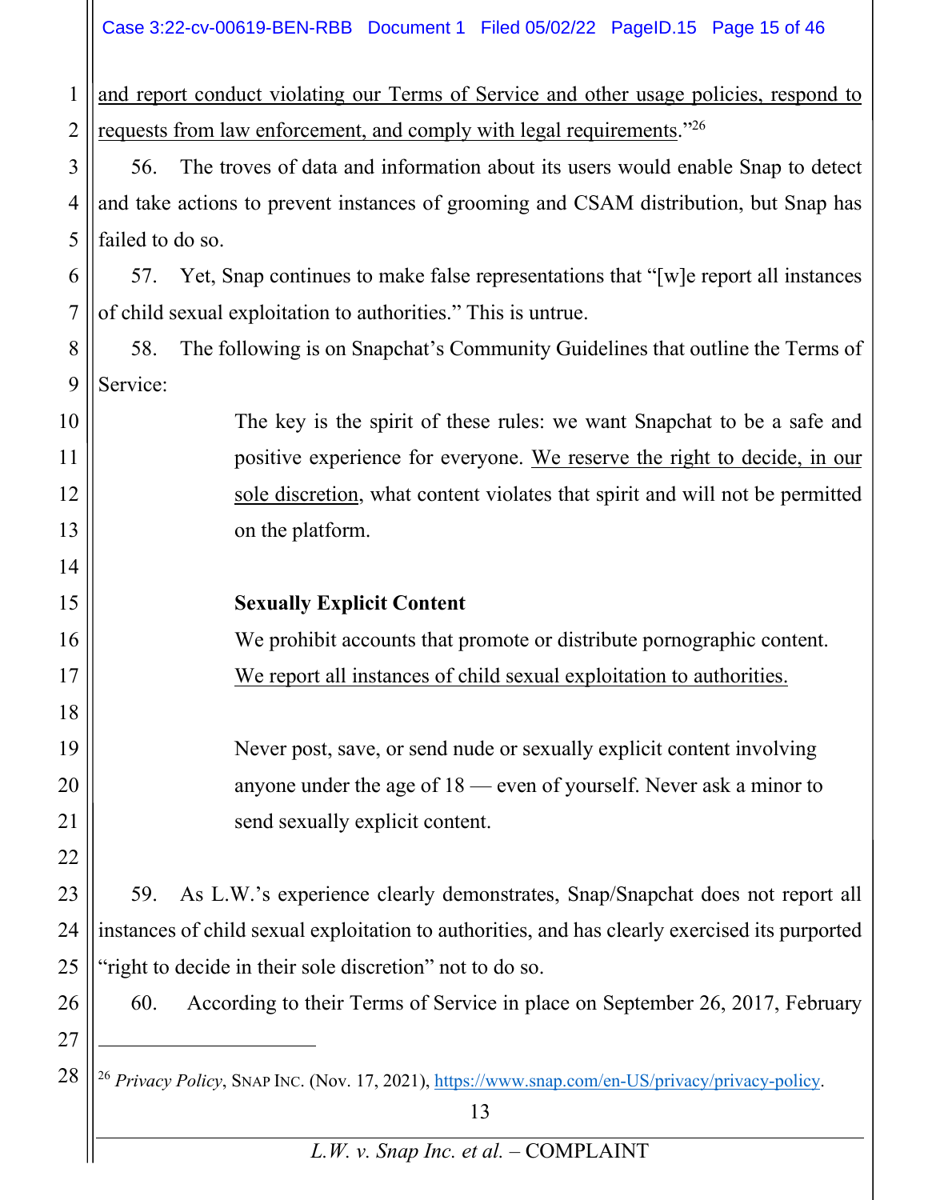<u>and report conduct violating our Terms of Service and other usage policies, respond to requests from law enforcement, and comply with legal requirements</u>."[26]

56. The troves of data and information about its users would enable Snap to detect and take actions to prevent instances of grooming and CSAM distribution, but Snap has failed to do so.

57. Yet, Snap continues to make false representations that "[w]e report all instances of child sexual exploitation to authorities." This is untrue.

58. The following is on Snapchat's Community Guidelines that outline the Terms of Service:

> The key is the spirit of these rules: we want Snapchat to be a safe and positive experience for everyone. <u>We reserve the right to decide, in our sole discretion</u>, what content violates that spirit and will not be permitted on the platform.
>
> **Sexually Explicit Content**
>
> We prohibit accounts that promote or distribute pornographic content. <u>We report all instances of child sexual exploitation to authorities.</u>
>
> Never post, save, or send nude or sexually explicit content involving anyone under the age of 18 — even of yourself. Never ask a minor to send sexually explicit content.

59. As L.W.'s experience clearly demonstrates, Snap/Snapchat does not report all instances of child sexual exploitation to authorities, and has clearly exercised its purported "right to decide in their sole discretion" not to do so.

60. According to their Terms of Service in place on September 26, 2017, February

---

[26] *Privacy Policy*, SNAP INC. (Nov. 17, 2021), https://www.snap.com/en-US/privacy/privacy-policy.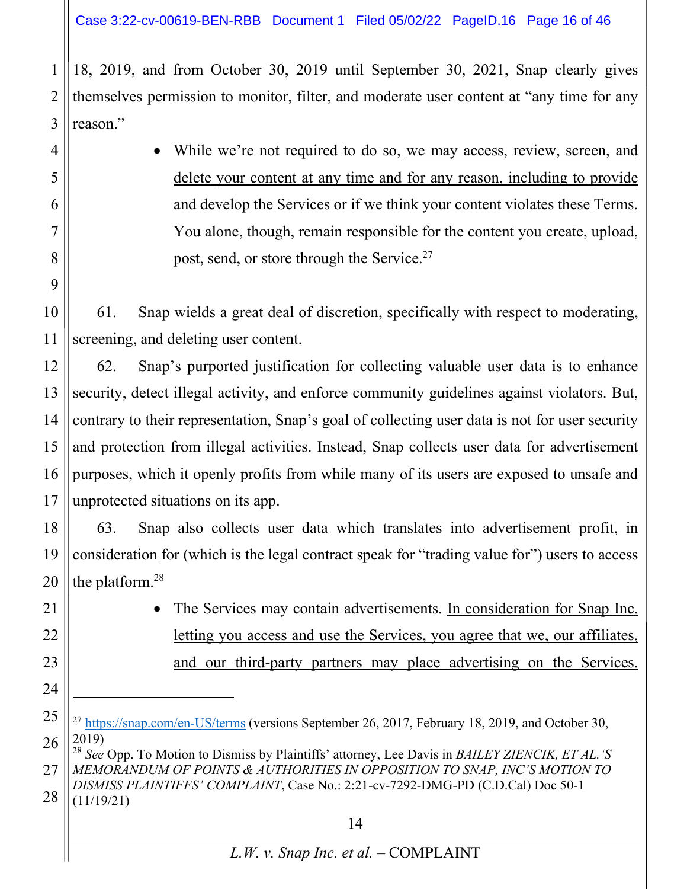18, 2019, and from October 30, 2019 until September 30, 2021, Snap clearly gives themselves permission to monitor, filter, and moderate user content at "any time for any reason."

> - While we're not required to do so, <u>we may access, review, screen, and delete your content at any time and for any reason, including to provide and develop the Services or if we think your content violates these Terms.</u> You alone, though, remain responsible for the content you create, upload, post, send, or store through the Service.[27]

61. Snap wields a great deal of discretion, specifically with respect to moderating, screening, and deleting user content.

62. Snap's purported justification for collecting valuable user data is to enhance security, detect illegal activity, and enforce community guidelines against violators. But, contrary to their representation, Snap's goal of collecting user data is not for user security and protection from illegal activities. Instead, Snap collects user data for advertisement purposes, which it openly profits from while many of its users are exposed to unsafe and unprotected situations on its app.

63. Snap also collects user data which translates into advertisement profit, <u>in consideration</u> for (which is the legal contract speak for "trading value for") users to access the platform.[28]

> - The Services may contain advertisements. <u>In consideration for Snap Inc. letting you access and use the Services, you agree that we, our affiliates, and our third-party partners may place advertising on the Services.</u>

---

[27] https://snap.com/en-US/terms (versions September 26, 2017, February 18, 2019, and October 30, 2019)

[28] *See* Opp. To Motion to Dismiss by Plaintiffs' attorney, Lee Davis in *BAILEY ZIENCIK, ET AL.'S MEMORANDUM OF POINTS & AUTHORITIES IN OPPOSITION TO SNAP, INC'S MOTION TO DISMISS PLAINTIFFS' COMPLAINT*, Case No.: 2:21-cv-7292-DMG-PD (C.D.Cal) Doc 50-1 (11/19/21)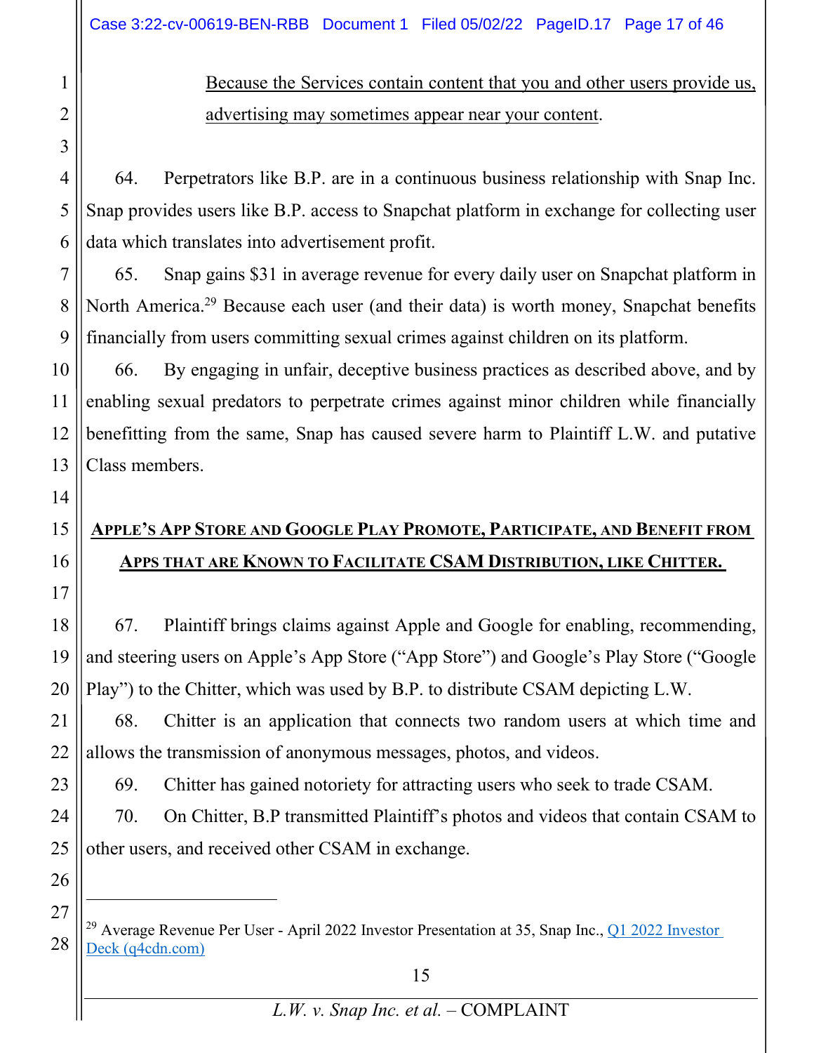<u>Because the Services contain content that you and other users provide us, advertising may sometimes appear near your content</u>.

64. Perpetrators like B.P. are in a continuous business relationship with Snap Inc. Snap provides users like B.P. access to Snapchat platform in exchange for collecting user data which translates into advertisement profit.

65. Snap gains $31 in average revenue for every daily user on Snapchat platform in North America.[29] Because each user (and their data) is worth money, Snapchat benefits financially from users committing sexual crimes against children on its platform.

66. By engaging in unfair, deceptive business practices as described above, and by enabling sexual predators to perpetrate crimes against minor children while financially benefitting from the same, Snap has caused severe harm to Plaintiff L.W. and putative Class members.

## APPLE'S APP STORE AND GOOGLE PLAY PROMOTE, PARTICIPATE, AND BENEFIT FROM APPS THAT ARE KNOWN TO FACILITATE CSAM DISTRIBUTION, LIKE CHITTER.

67. Plaintiff brings claims against Apple and Google for enabling, recommending, and steering users on Apple's App Store ("App Store") and Google's Play Store ("Google Play") to the Chitter, which was used by B.P. to distribute CSAM depicting L.W.

68. Chitter is an application that connects two random users at which time and allows the transmission of anonymous messages, photos, and videos.

69. Chitter has gained notoriety for attracting users who seek to trade CSAM.

70. On Chitter, B.P transmitted Plaintiff's photos and videos that contain CSAM to other users, and received other CSAM in exchange.

---

[29] Average Revenue Per User - April 2022 Investor Presentation at 35, Snap Inc., Q1 2022 Investor Deck (q4cdn.com)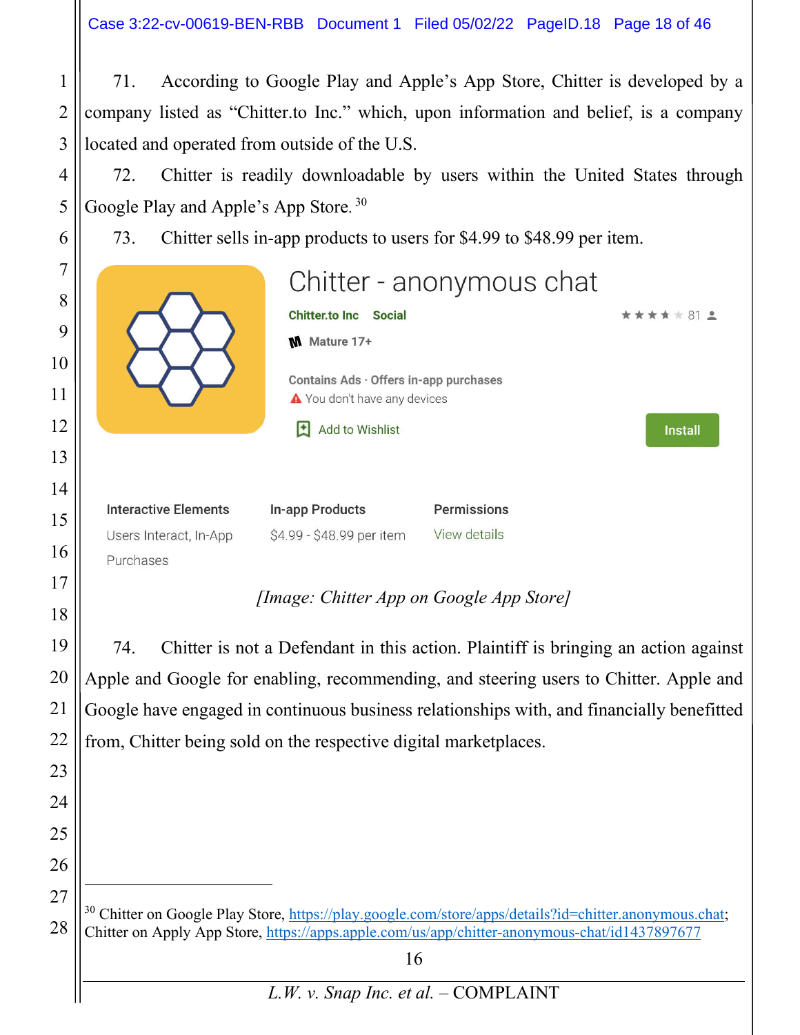71. According to Google Play and Apple's App Store, Chitter is developed by a company listed as "Chitter.to Inc." which, upon information and belief, is a company located and operated from outside of the U.S.

72. Chitter is readily downloadable by users within the United States through Google Play and Apple's App Store.[30]

73. Chitter sells in-app products to users for $4.99 to $48.99 per item.

*[Image: Chitter App on Google App Store]*

74. Chitter is not a Defendant in this action. Plaintiff is bringing an action against Apple and Google for enabling, recommending, and steering users to Chitter. Apple and Google have engaged in continuous business relationships with, and financially benefitted from, Chitter being sold on the respective digital marketplaces.

---

[30] Chitter on Google Play Store, https://play.google.com/store/apps/details?id=chitter.anonymous.chat; Chitter on Apply App Store, https://apps.apple.com/us/app/chitter-anonymous-chat/id1437897677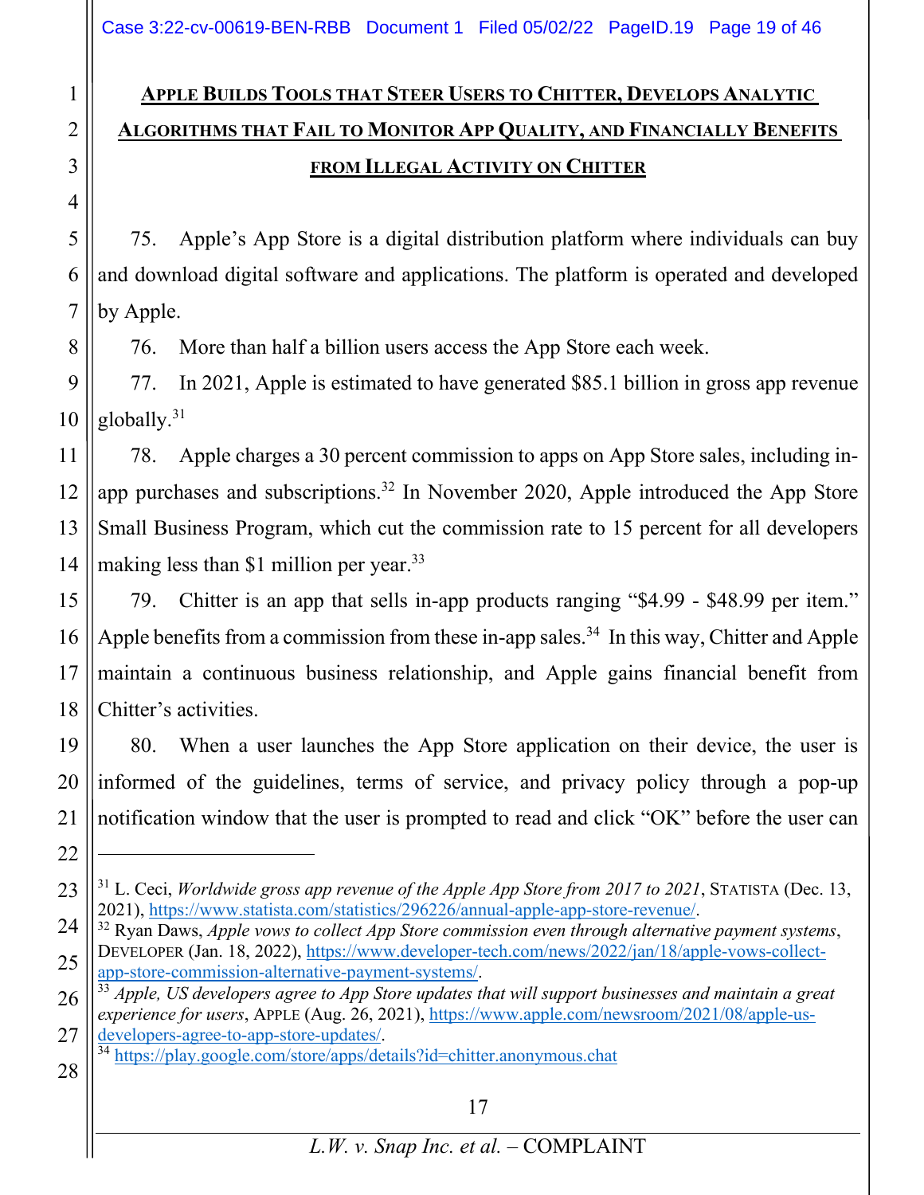## APPLE BUILDS TOOLS THAT STEER USERS TO CHITTER, DEVELOPS ANALYTIC ALGORITHMS THAT FAIL TO MONITOR APP QUALITY, AND FINANCIALLY BENEFITS FROM ILLEGAL ACTIVITY ON CHITTER

75. Apple's App Store is a digital distribution platform where individuals can buy and download digital software and applications. The platform is operated and developed by Apple.

76. More than half a billion users access the App Store each week.

77. In 2021, Apple is estimated to have generated $85.1 billion in gross app revenue globally.[31]

78. Apple charges a 30 percent commission to apps on App Store sales, including in-app purchases and subscriptions.[32] In November 2020, Apple introduced the App Store Small Business Program, which cut the commission rate to 15 percent for all developers making less than $1 million per year.[33]

79. Chitter is an app that sells in-app products ranging "$4.99 - $48.99 per item." Apple benefits from a commission from these in-app sales.[34] In this way, Chitter and Apple maintain a continuous business relationship, and Apple gains financial benefit from Chitter's activities.

80. When a user launches the App Store application on their device, the user is informed of the guidelines, terms of service, and privacy policy through a pop-up notification window that the user is prompted to read and click "OK" before the user can

---

[31] L. Ceci, *Worldwide gross app revenue of the Apple App Store from 2017 to 2021*, STATISTA (Dec. 13, 2021), https://www.statista.com/statistics/296226/annual-apple-app-store-revenue/.

[32] Ryan Daws, *Apple vows to collect App Store commission even through alternative payment systems*, DEVELOPER (Jan. 18, 2022), https://www.developer-tech.com/news/2022/jan/18/apple-vows-collect-app-store-commission-alternative-payment-systems/.

[33] *Apple, US developers agree to App Store updates that will support businesses and maintain a great experience for users*, APPLE (Aug. 26, 2021), https://www.apple.com/newsroom/2021/08/apple-us-developers-agree-to-app-store-updates/.

[34] https://play.google.com/store/apps/details?id=chitter.anonymous.chat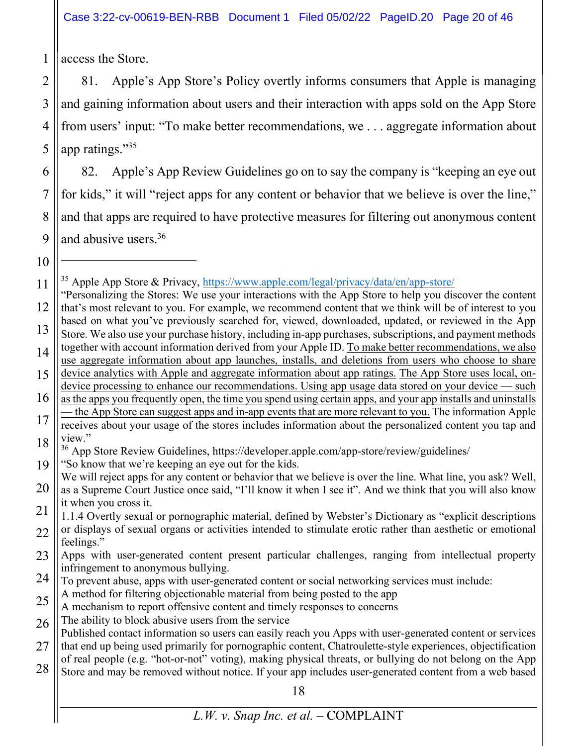access the Store.

81. Apple's App Store's Policy overtly informs consumers that Apple is managing and gaining information about users and their interaction with apps sold on the App Store from users' input: "To make better recommendations, we . . . aggregate information about app ratings."[35]

82. Apple's App Review Guidelines go on to say the company is "keeping an eye out for kids," it will "reject apps for any content or behavior that we believe is over the line," and that apps are required to have protective measures for filtering out anonymous content and abusive users.[36]

---

[35] Apple App Store & Privacy, https://www.apple.com/legal/privacy/data/en/app-store/
"Personalizing the Stores: We use your interactions with the App Store to help you discover the content that's most relevant to you. For example, we recommend content that we think will be of interest to you based on what you've previously searched for, viewed, downloaded, updated, or reviewed in the App Store. We also use your purchase history, including in-app purchases, subscriptions, and payment methods together with account information derived from your Apple ID. <u>To make better recommendations, we also use aggregate information about app launches, installs, and deletions from users who choose to share device analytics with Apple and aggregate information about app ratings.</u> <u>The App Store uses local, on-device processing to enhance our recommendations. Using app usage data stored on your device — such as the apps you frequently open, the time you spend using certain apps, and your app installs and uninstalls — the App Store can suggest apps and in-app events that are more relevant to you.</u> The information Apple receives about your usage of the stores includes information about the personalized content you tap and view."

[36] App Store Review Guidelines, https://developer.apple.com/app-store/review/guidelines/
"So know that we're keeping an eye out for the kids.
We will reject apps for any content or behavior that we believe is over the line. What line, you ask? Well, as a Supreme Court Justice once said, "I'll know it when I see it". And we think that you will also know it when you cross it.
1.1.4 Overtly sexual or pornographic material, defined by Webster's Dictionary as "explicit descriptions or displays of sexual organs or activities intended to stimulate erotic rather than aesthetic or emotional feelings."
Apps with user-generated content present particular challenges, ranging from intellectual property infringement to anonymous bullying.
To prevent abuse, apps with user-generated content or social networking services must include:
A method for filtering objectionable material from being posted to the app
A mechanism to report offensive content and timely responses to concerns
The ability to block abusive users from the service
Published contact information so users can easily reach you Apps with user-generated content or services that end up being used primarily for pornographic content, Chatroulette-style experiences, objectification of real people (e.g. "hot-or-not" voting), making physical threats, or bullying do not belong on the App Store and may be removed without notice. If your app includes user-generated content from a web based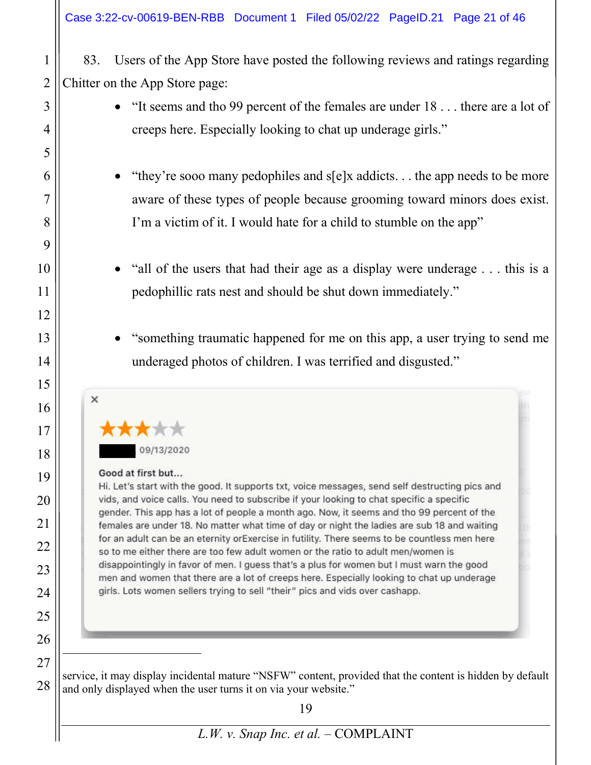83. Users of the App Store have posted the following reviews and ratings regarding Chitter on the App Store page:

- "It seems and tho 99 percent of the females are under 18 . . . there are a lot of creeps here. Especially looking to chat up underage girls."

- "they're sooo many pedophiles and s[e]x addicts. . . the app needs to be more aware of these types of people because grooming toward minors does exist. I'm a victim of it. I would hate for a child to stumble on the app"

- "all of the users that had their age as a display were underage . . . this is a pedophillic rats nest and should be shut down immediately."

- "something traumatic happened for me on this app, a user trying to send me underaged photos of children. I was terrified and disgusted."

×

★★★☆☆

█████ 09/13/2020

**Good at first but...**

Hi. Let's start with the good. It supports txt, voice messages, send self destructing pics and vids, and voice calls. You need to subscribe if your looking to chat specific a specific gender. This app has a lot of people a month ago. Now, it seems and tho 99 percent of the females are under 18. No matter what time of day or night the ladies are sub 18 and waiting for an adult can be an eternity orExercise in futility. There seems to be countless men here so to me either there are too few adult women or the ratio to adult men/women is disappointingly in favor of men. I guess that's a plus for women but I must warn the good men and women that there are a lot of creeps here. Especially looking to chat up underage girls. Lots women sellers trying to sell "their" pics and vids over cashapp.

---

service, it may display incidental mature "NSFW" content, provided that the content is hidden by default and only displayed when the user turns it on via your website."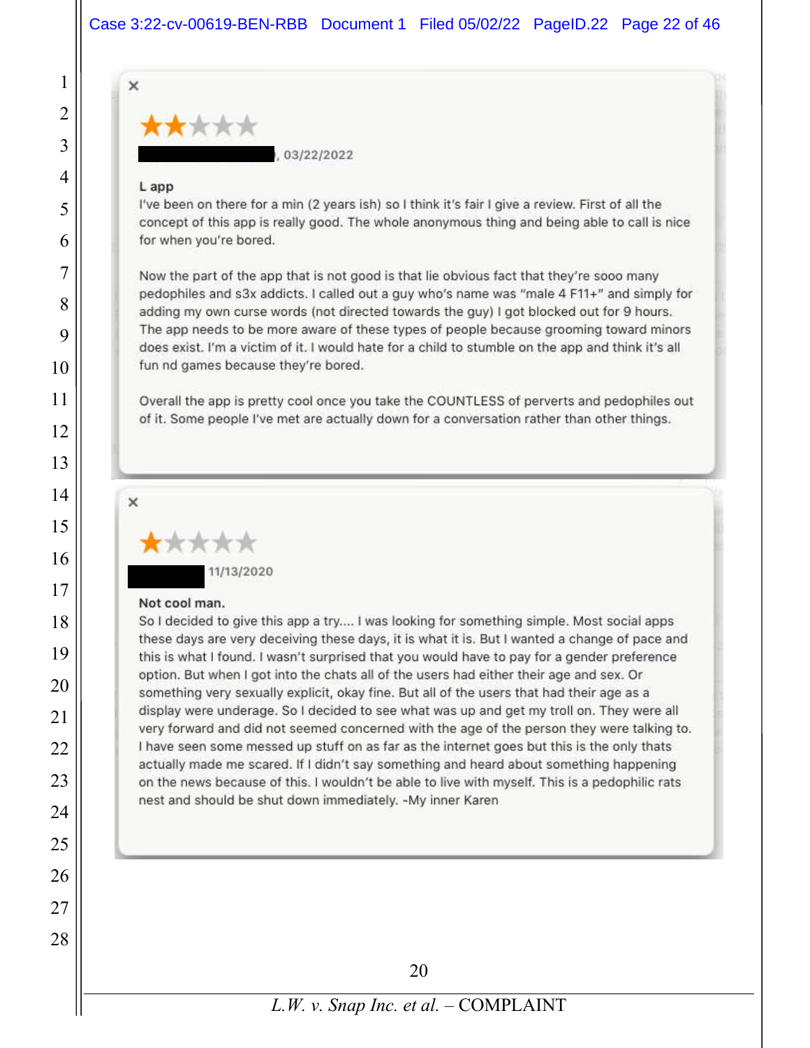×

★★☆☆☆

█████████, 03/22/2022

**L app**

I've been on there for a min (2 years ish) so I think it's fair I give a review. First of all the concept of this app is really good. The whole anonymous thing and being able to call is nice for when you're bored.

Now the part of the app that is not good is that lie obvious fact that they're sooo many pedophiles and s3x addicts. I called out a guy who's name was "male 4 F11+" and simply for adding my own curse words (not directed towards the guy) I got blocked out for 9 hours. The app needs to be more aware of these types of people because grooming toward minors does exist. I'm a victim of it. I would hate for a child to stumble on the app and think it's all fun nd games because they're bored.

Overall the app is pretty cool once you take the COUNTLESS of perverts and pedophiles out of it. Some people I've met are actually down for a conversation rather than other things.

×

★☆☆☆☆

█████ 11/13/2020

**Not cool man.**

So I decided to give this app a try.... I was looking for something simple. Most social apps these days are very deceiving these days, it is what it is. But I wanted a change of pace and this is what I found. I wasn't surprised that you would have to pay for a gender preference option. But when I got into the chats all of the users had either their age and sex. Or something very sexually explicit, okay fine. But all of the users that had their age as a display were underage. So I decided to see what was up and get my troll on. They were all very forward and did not seemed concerned with the age of the person they were talking to. I have seen some messed up stuff on as far as the internet goes but this is the only thats actually made me scared. If I didn't say something and heard about something happening on the news because of this. I wouldn't be able to live with myself. This is a pedophilic rats nest and should be shut down immediately. -My inner Karen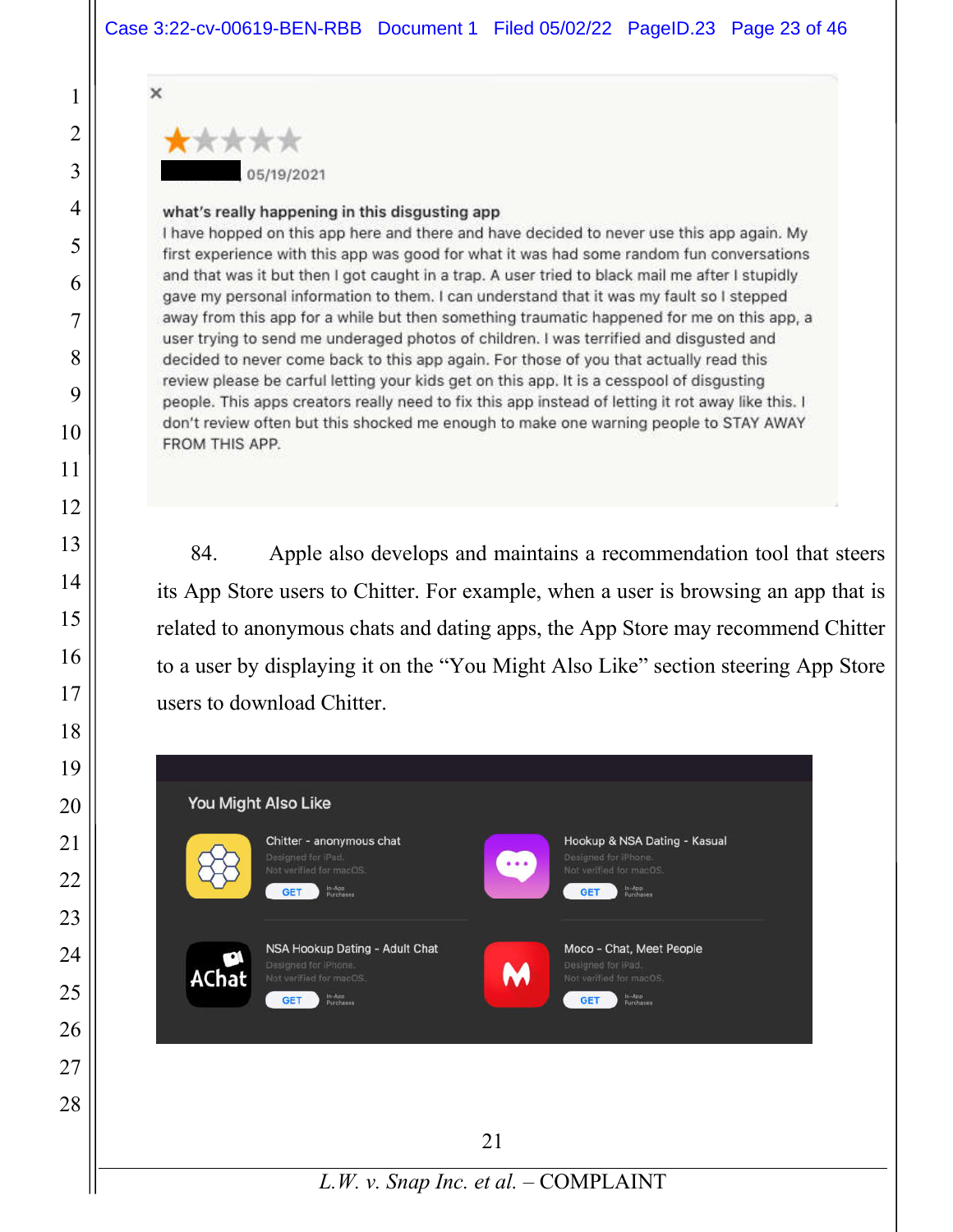×

★☆☆☆☆

05/19/2021

**what's really happening in this disgusting app**

I have hopped on this app here and there and have decided to never use this app again. My first experience with this app was good for what it was had some random fun conversations and that was it but then I got caught in a trap. A user tried to black mail me after I stupidly gave my personal information to them. I can understand that it was my fault so I stepped away from this app for a while but then something traumatic happened for me on this app, a user trying to send me underaged photos of children. I was terrified and disgusted and decided to never come back to this app again. For those of you that actually read this review please be carful letting your kids get on this app. It is a cesspool of disgusting people. This apps creators really need to fix this app instead of letting it rot away like this. I don't review often but this shocked me enough to make one warning people to STAY AWAY FROM THIS APP.

84. Apple also develops and maintains a recommendation tool that steers its App Store users to Chitter. For example, when a user is browsing an app that is related to anonymous chats and dating apps, the App Store may recommend Chitter to a user by displaying it on the "You Might Also Like" section steering App Store users to download Chitter.

You Might Also Like

Chitter - anonymous chat
Designed for iPad.
Not verified for macOS.
GET In-App Purchases

Hookup & NSA Dating - Kasual
Designed for iPhone.
Not verified for macOS.
GET In-App Purchases

NSA Hookup Dating - Adult Chat
Designed for iPhone.
Not verified for macOS.
GET In-App Purchases

Moco - Chat, Meet People
Designed for iPad.
Not verified for macOS.
GET In-App Purchases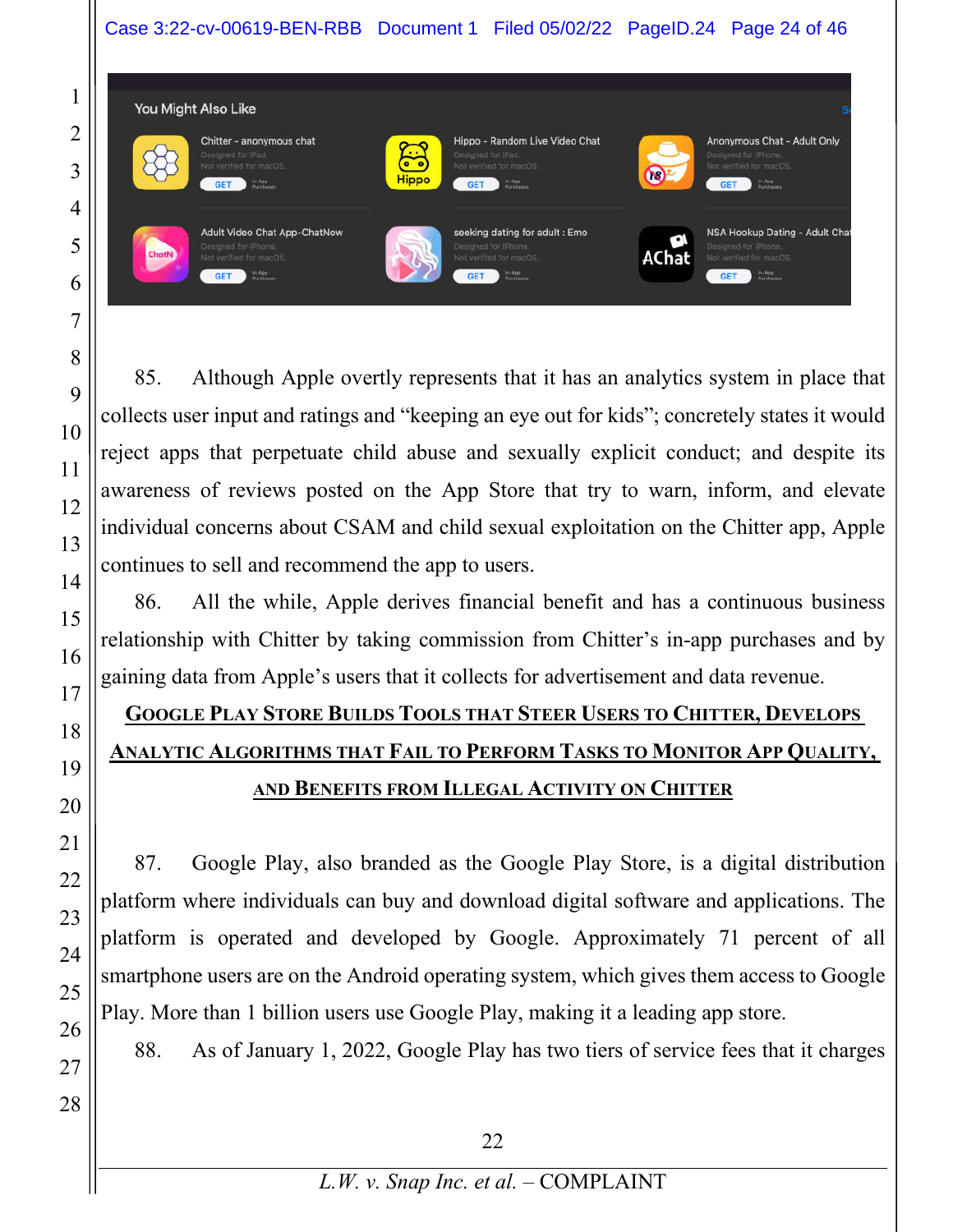You Might Also Like

Chitter - anonymous chat
Designed for iPad.
Not verified for macOS.

Hippo - Random Live Video Chat
Designed for iPad.
Not verified for macOS.

Anonymous Chat - Adult Only
Designed for iPhone.
Not verified for macOS.

Adult Video Chat App-ChatNow
Designed for iPhone.
Not verified for macOS.

seeking dating for adult : Emo
Designed for iPhone.
Not verified for macOS.

NSA Hookup Dating - Adult Chat
Designed for iPhone.
Not verified for macOS.

85. Although Apple overtly represents that it has an analytics system in place that collects user input and ratings and "keeping an eye out for kids"; concretely states it would reject apps that perpetuate child abuse and sexually explicit conduct; and despite its awareness of reviews posted on the App Store that try to warn, inform, and elevate individual concerns about CSAM and child sexual exploitation on the Chitter app, Apple continues to sell and recommend the app to users.

86. All the while, Apple derives financial benefit and has a continuous business relationship with Chitter by taking commission from Chitter's in-app purchases and by gaining data from Apple's users that it collects for advertisement and data revenue.

## GOOGLE PLAY STORE BUILDS TOOLS THAT STEER USERS TO CHITTER, DEVELOPS ANALYTIC ALGORITHMS THAT FAIL TO PERFORM TASKS TO MONITOR APP QUALITY, AND BENEFITS FROM ILLEGAL ACTIVITY ON CHITTER

87. Google Play, also branded as the Google Play Store, is a digital distribution platform where individuals can buy and download digital software and applications. The platform is operated and developed by Google. Approximately 71 percent of all smartphone users are on the Android operating system, which gives them access to Google Play. More than 1 billion users use Google Play, making it a leading app store.

88. As of January 1, 2022, Google Play has two tiers of service fees that it charges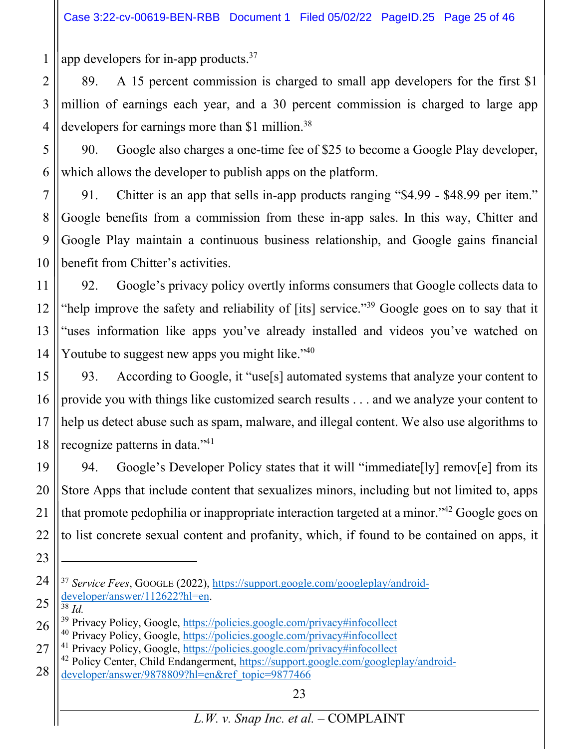app developers for in-app products.[37]

89. A 15 percent commission is charged to small app developers for the first $1 million of earnings each year, and a 30 percent commission is charged to large app developers for earnings more than $1 million.[38]

90. Google also charges a one-time fee of $25 to become a Google Play developer, which allows the developer to publish apps on the platform.

91. Chitter is an app that sells in-app products ranging "$4.99 - $48.99 per item." Google benefits from a commission from these in-app sales. In this way, Chitter and Google Play maintain a continuous business relationship, and Google gains financial benefit from Chitter's activities.

92. Google's privacy policy overtly informs consumers that Google collects data to "help improve the safety and reliability of [its] service."[39] Google goes on to say that it "uses information like apps you've already installed and videos you've watched on Youtube to suggest new apps you might like."[40]

93. According to Google, it "use[s] automated systems that analyze your content to provide you with things like customized search results . . . and we analyze your content to help us detect abuse such as spam, malware, and illegal content. We also use algorithms to recognize patterns in data."[41]

94. Google's Developer Policy states that it will "immediate[ly] remov[e] from its Store Apps that include content that sexualizes minors, including but not limited to, apps that promote pedophilia or inappropriate interaction targeted at a minor."[42] Google goes on to list concrete sexual content and profanity, which, if found to be contained on apps, it

---

[37] *Service Fees*, GOOGLE (2022), https://support.google.com/googleplay/android-developer/answer/112622?hl=en.

[38] *Id.*

[39] Privacy Policy, Google, https://policies.google.com/privacy#infocollect

[40] Privacy Policy, Google, https://policies.google.com/privacy#infocollect

[41] Privacy Policy, Google, https://policies.google.com/privacy#infocollect

[42] Policy Center, Child Endangerment, https://support.google.com/googleplay/android-developer/answer/9878809?hl=en&ref_topic=9877466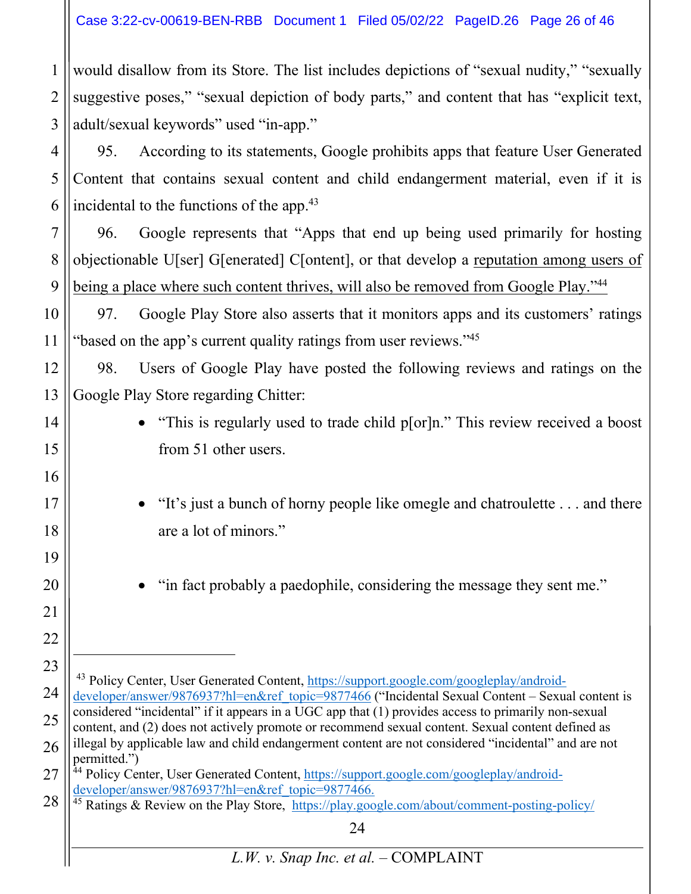would disallow from its Store. The list includes depictions of "sexual nudity," "sexually suggestive poses," "sexual depiction of body parts," and content that has "explicit text, adult/sexual keywords" used "in-app."

95. According to its statements, Google prohibits apps that feature User Generated Content that contains sexual content and child endangerment material, even if it is incidental to the functions of the app.[43]

96. Google represents that "Apps that end up being used primarily for hosting objectionable U[ser] G[enerated] C[ontent], or that develop a <u>reputation among users of being a place where such content thrives, will also be removed from Google Play."</u>[44]

97. Google Play Store also asserts that it monitors apps and its customers' ratings "based on the app's current quality ratings from user reviews."[45]

98. Users of Google Play have posted the following reviews and ratings on the Google Play Store regarding Chitter:

- "This is regularly used to trade child p[or]n." This review received a boost from 51 other users.

- "It's just a bunch of horny people like omegle and chatroulette . . . and there are a lot of minors."

- "in fact probably a paedophile, considering the message they sent me."

---

[43] Policy Center, User Generated Content, https://support.google.com/googleplay/android-developer/answer/9876937?hl=en&ref_topic=9877466 ("Incidental Sexual Content – Sexual content is considered "incidental" if it appears in a UGC app that (1) provides access to primarily non-sexual content, and (2) does not actively promote or recommend sexual content. Sexual content defined as illegal by applicable law and child endangerment content are not considered "incidental" and are not permitted.")

[44] Policy Center, User Generated Content, https://support.google.com/googleplay/android-developer/answer/9876937?hl=en&ref_topic=9877466.

[45] Ratings & Review on the Play Store, https://play.google.com/about/comment-posting-policy/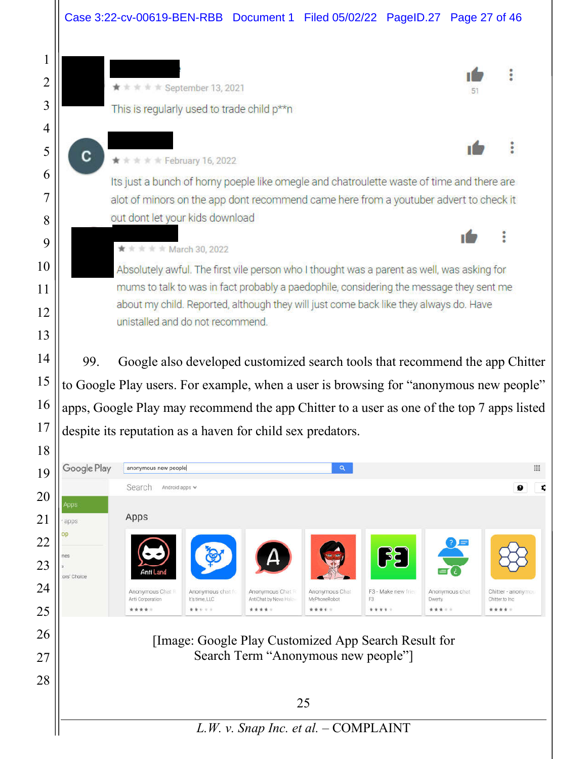★☆☆☆☆ September 13, 2021

This is regularly used to trade child p**n

51

★☆☆☆☆ February 16, 2022

Its just a bunch of horny poeple like omegle and chatroulette waste of time and there are alot of minors on the app dont recommend came here from a youtuber advert to check it out dont let your kids download

★☆☆☆☆ March 30, 2022

Absolutely awful. The first vile person who I thought was a parent as well, was asking for mums to talk to was in fact probably a paedophile, considering the message they sent me about my child. Reported, although they will just come back like they always do. Have unistalled and do not recommend.

99. Google also developed customized search tools that recommend the app Chitter to Google Play users. For example, when a user is browsing for "anonymous new people" apps, Google Play may recommend the app Chitter to a user as one of the top 7 apps listed despite its reputation as a haven for child sex predators.

Google Play | anonymous new people

Apps

Anonymous Chat – Anti Corporation
Anonymous chat – It's time, LLC
Anonymous Chat – AntiChat by Nova Halo
Anonymous Chat – MyPhoneRobot
F3 - Make new friends – F3
Anonymous chat – Dwerty
Chitter - anonymous – Chitter.to Inc

[Image: Google Play Customized App Search Result for Search Term "Anonymous new people"]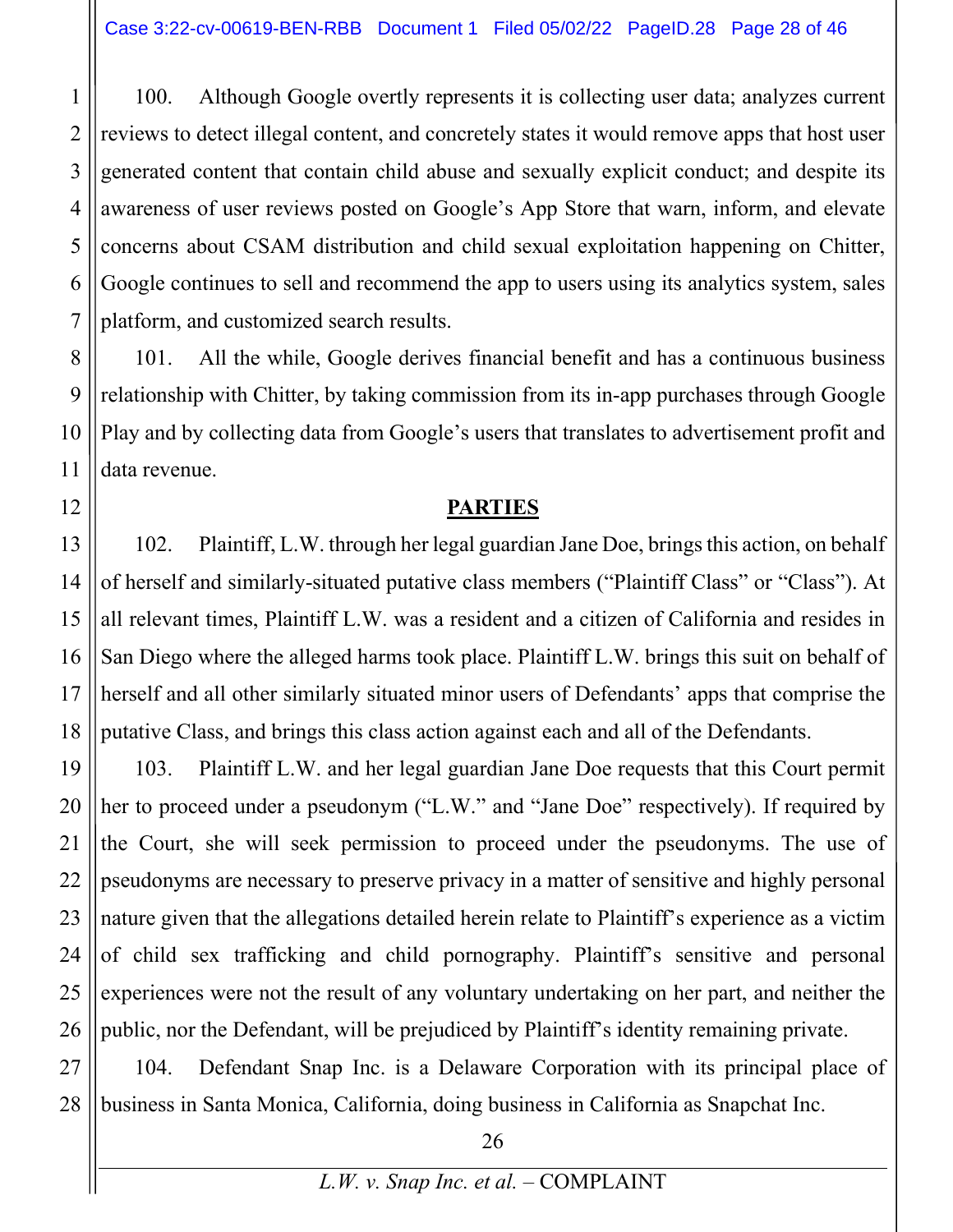100. Although Google overtly represents it is collecting user data; analyzes current reviews to detect illegal content, and concretely states it would remove apps that host user generated content that contain child abuse and sexually explicit conduct; and despite its awareness of user reviews posted on Google's App Store that warn, inform, and elevate concerns about CSAM distribution and child sexual exploitation happening on Chitter, Google continues to sell and recommend the app to users using its analytics system, sales platform, and customized search results.

101. All the while, Google derives financial benefit and has a continuous business relationship with Chitter, by taking commission from its in-app purchases through Google Play and by collecting data from Google's users that translates to advertisement profit and data revenue.

## PARTIES

102. Plaintiff, L.W. through her legal guardian Jane Doe, brings this action, on behalf of herself and similarly-situated putative class members ("Plaintiff Class" or "Class"). At all relevant times, Plaintiff L.W. was a resident and a citizen of California and resides in San Diego where the alleged harms took place. Plaintiff L.W. brings this suit on behalf of herself and all other similarly situated minor users of Defendants' apps that comprise the putative Class, and brings this class action against each and all of the Defendants.

103. Plaintiff L.W. and her legal guardian Jane Doe requests that this Court permit her to proceed under a pseudonym ("L.W." and "Jane Doe" respectively). If required by the Court, she will seek permission to proceed under the pseudonyms. The use of pseudonyms are necessary to preserve privacy in a matter of sensitive and highly personal nature given that the allegations detailed herein relate to Plaintiff's experience as a victim of child sex trafficking and child pornography. Plaintiff's sensitive and personal experiences were not the result of any voluntary undertaking on her part, and neither the public, nor the Defendant, will be prejudiced by Plaintiff's identity remaining private.

104. Defendant Snap Inc. is a Delaware Corporation with its principal place of business in Santa Monica, California, doing business in California as Snapchat Inc.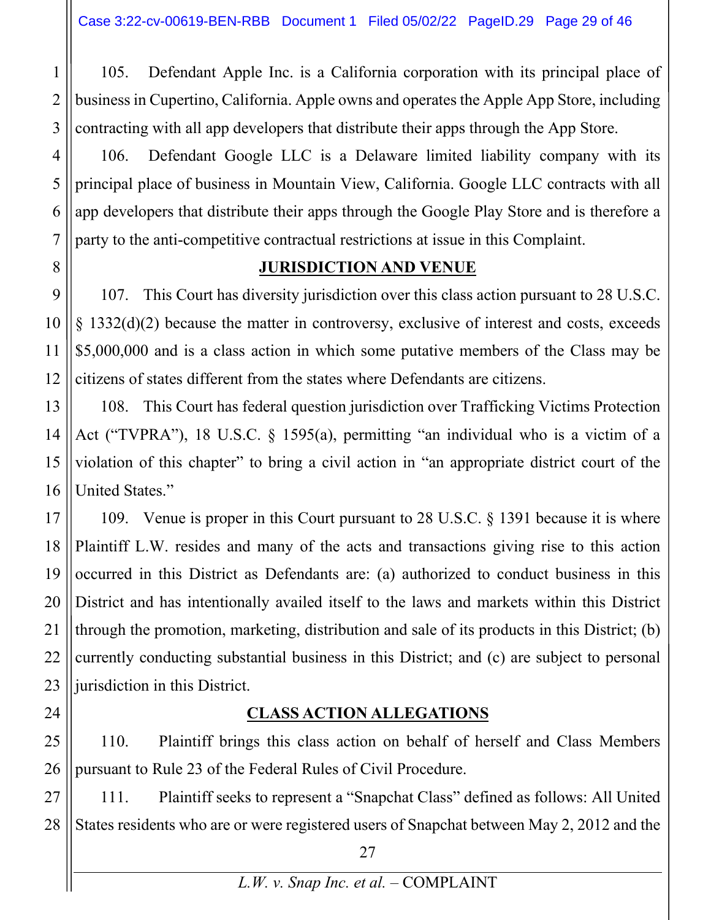105. Defendant Apple Inc. is a California corporation with its principal place of business in Cupertino, California. Apple owns and operates the Apple App Store, including contracting with all app developers that distribute their apps through the App Store.

106. Defendant Google LLC is a Delaware limited liability company with its principal place of business in Mountain View, California. Google LLC contracts with all app developers that distribute their apps through the Google Play Store and is therefore a party to the anti-competitive contractual restrictions at issue in this Complaint.

## JURISDICTION AND VENUE

107. This Court has diversity jurisdiction over this class action pursuant to 28 U.S.C. § 1332(d)(2) because the matter in controversy, exclusive of interest and costs, exceeds $5,000,000 and is a class action in which some putative members of the Class may be citizens of states different from the states where Defendants are citizens.

108. This Court has federal question jurisdiction over Trafficking Victims Protection Act ("TVPRA"), 18 U.S.C. § 1595(a), permitting "an individual who is a victim of a violation of this chapter" to bring a civil action in "an appropriate district court of the United States."

109. Venue is proper in this Court pursuant to 28 U.S.C. § 1391 because it is where Plaintiff L.W. resides and many of the acts and transactions giving rise to this action occurred in this District as Defendants are: (a) authorized to conduct business in this District and has intentionally availed itself to the laws and markets within this District through the promotion, marketing, distribution and sale of its products in this District; (b) currently conducting substantial business in this District; and (c) are subject to personal jurisdiction in this District.

## CLASS ACTION ALLEGATIONS

110. Plaintiff brings this class action on behalf of herself and Class Members pursuant to Rule 23 of the Federal Rules of Civil Procedure.

111. Plaintiff seeks to represent a "Snapchat Class" defined as follows: All United States residents who are or were registered users of Snapchat between May 2, 2012 and the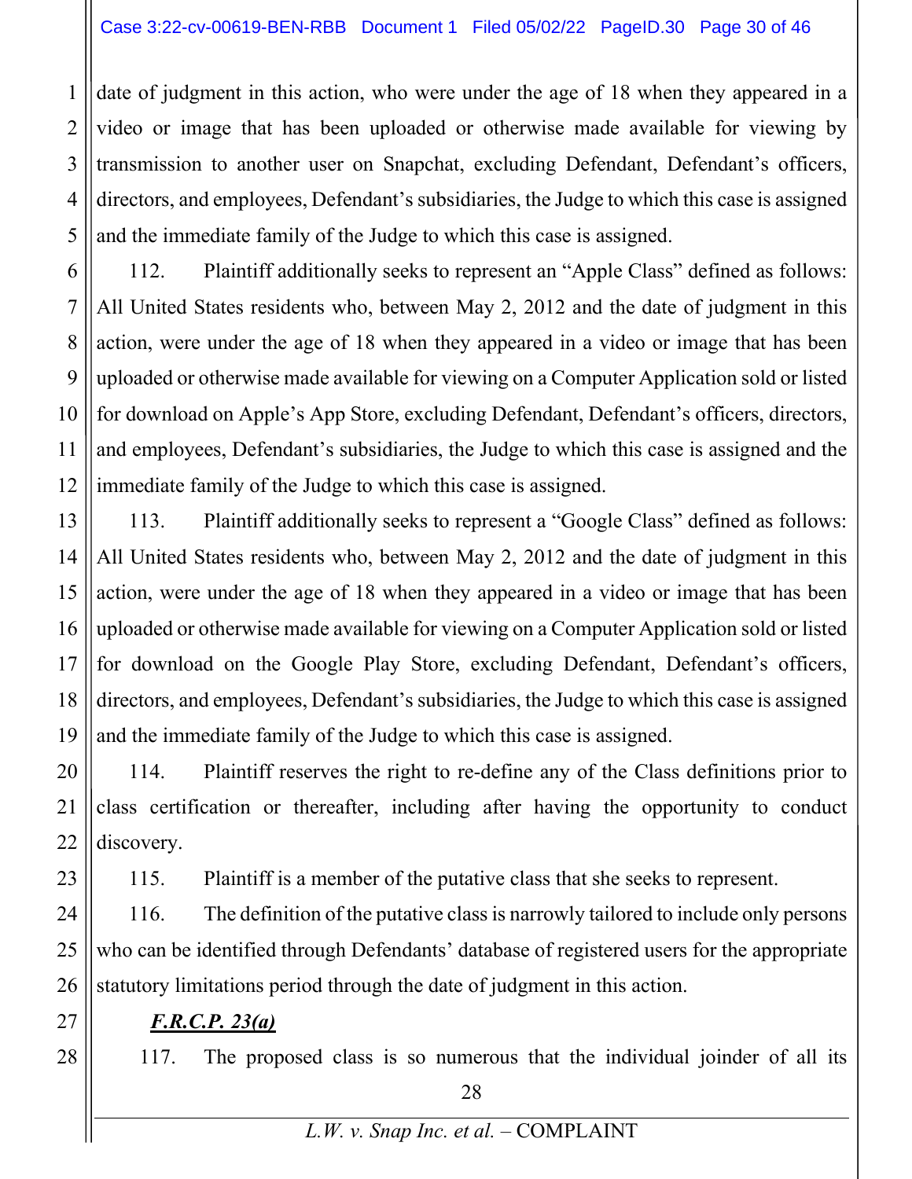date of judgment in this action, who were under the age of 18 when they appeared in a video or image that has been uploaded or otherwise made available for viewing by transmission to another user on Snapchat, excluding Defendant, Defendant's officers, directors, and employees, Defendant's subsidiaries, the Judge to which this case is assigned and the immediate family of the Judge to which this case is assigned.

112. Plaintiff additionally seeks to represent an "Apple Class" defined as follows: All United States residents who, between May 2, 2012 and the date of judgment in this action, were under the age of 18 when they appeared in a video or image that has been uploaded or otherwise made available for viewing on a Computer Application sold or listed for download on Apple's App Store, excluding Defendant, Defendant's officers, directors, and employees, Defendant's subsidiaries, the Judge to which this case is assigned and the immediate family of the Judge to which this case is assigned.

113. Plaintiff additionally seeks to represent a "Google Class" defined as follows: All United States residents who, between May 2, 2012 and the date of judgment in this action, were under the age of 18 when they appeared in a video or image that has been uploaded or otherwise made available for viewing on a Computer Application sold or listed for download on the Google Play Store, excluding Defendant, Defendant's officers, directors, and employees, Defendant's subsidiaries, the Judge to which this case is assigned and the immediate family of the Judge to which this case is assigned.

114. Plaintiff reserves the right to re-define any of the Class definitions prior to class certification or thereafter, including after having the opportunity to conduct discovery.

115. Plaintiff is a member of the putative class that she seeks to represent.

116. The definition of the putative class is narrowly tailored to include only persons who can be identified through Defendants' database of registered users for the appropriate statutory limitations period through the date of judgment in this action.

***F.R.C.P. 23(a)***

117. The proposed class is so numerous that the individual joinder of all its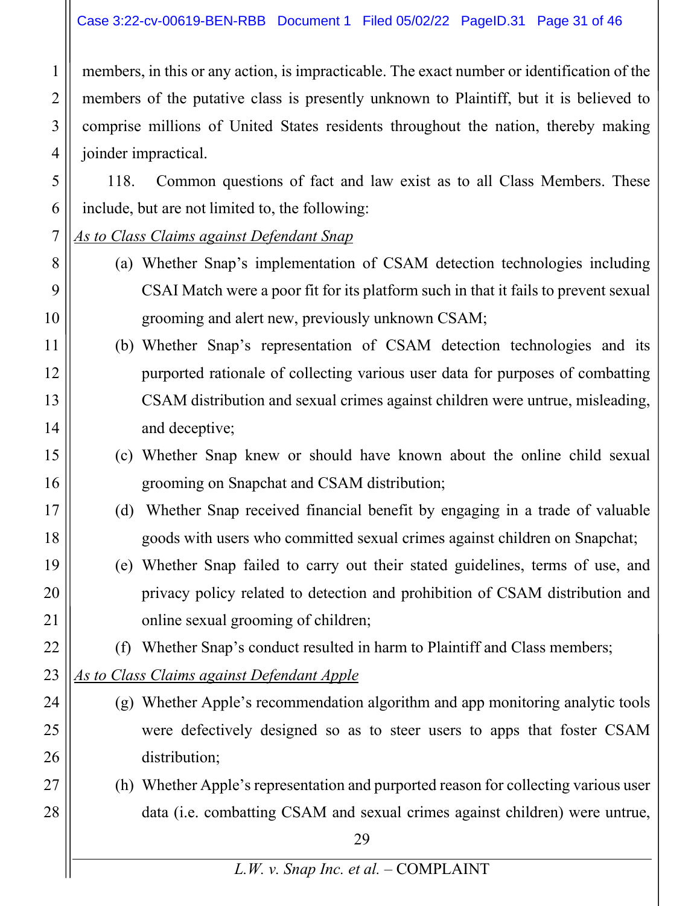members, in this or any action, is impracticable. The exact number or identification of the members of the putative class is presently unknown to Plaintiff, but it is believed to comprise millions of United States residents throughout the nation, thereby making joinder impractical.

118. Common questions of fact and law exist as to all Class Members. These include, but are not limited to, the following:

*As to Class Claims against Defendant Snap*

(a) Whether Snap's implementation of CSAM detection technologies including CSAI Match were a poor fit for its platform such in that it fails to prevent sexual grooming and alert new, previously unknown CSAM;

(b) Whether Snap's representation of CSAM detection technologies and its purported rationale of collecting various user data for purposes of combatting CSAM distribution and sexual crimes against children were untrue, misleading, and deceptive;

(c) Whether Snap knew or should have known about the online child sexual grooming on Snapchat and CSAM distribution;

(d) Whether Snap received financial benefit by engaging in a trade of valuable goods with users who committed sexual crimes against children on Snapchat;

(e) Whether Snap failed to carry out their stated guidelines, terms of use, and privacy policy related to detection and prohibition of CSAM distribution and online sexual grooming of children;

(f) Whether Snap's conduct resulted in harm to Plaintiff and Class members;

*As to Class Claims against Defendant Apple*

(g) Whether Apple's recommendation algorithm and app monitoring analytic tools were defectively designed so as to steer users to apps that foster CSAM distribution;

(h) Whether Apple's representation and purported reason for collecting various user data (i.e. combatting CSAM and sexual crimes against children) were untrue,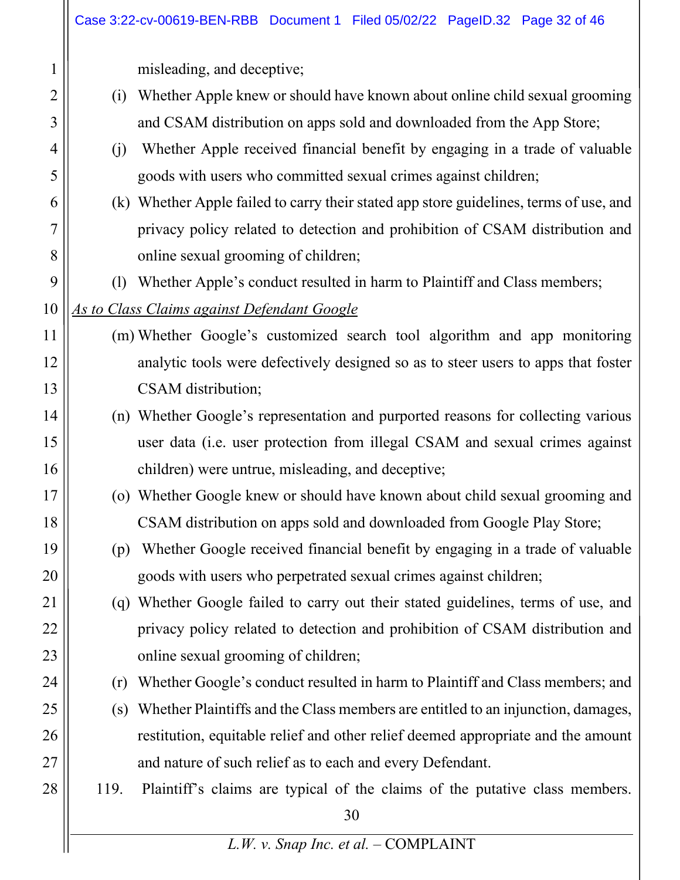misleading, and deceptive;

(i) Whether Apple knew or should have known about online child sexual grooming and CSAM distribution on apps sold and downloaded from the App Store;

(j) Whether Apple received financial benefit by engaging in a trade of valuable goods with users who committed sexual crimes against children;

(k) Whether Apple failed to carry their stated app store guidelines, terms of use, and privacy policy related to detection and prohibition of CSAM distribution and online sexual grooming of children;

(l) Whether Apple's conduct resulted in harm to Plaintiff and Class members;

*As to Class Claims against Defendant Google*

(m) Whether Google's customized search tool algorithm and app monitoring analytic tools were defectively designed so as to steer users to apps that foster CSAM distribution;

(n) Whether Google's representation and purported reasons for collecting various user data (i.e. user protection from illegal CSAM and sexual crimes against children) were untrue, misleading, and deceptive;

(o) Whether Google knew or should have known about child sexual grooming and CSAM distribution on apps sold and downloaded from Google Play Store;

(p) Whether Google received financial benefit by engaging in a trade of valuable goods with users who perpetrated sexual crimes against children;

(q) Whether Google failed to carry out their stated guidelines, terms of use, and privacy policy related to detection and prohibition of CSAM distribution and online sexual grooming of children;

(r) Whether Google's conduct resulted in harm to Plaintiff and Class members; and

(s) Whether Plaintiffs and the Class members are entitled to an injunction, damages, restitution, equitable relief and other relief deemed appropriate and the amount and nature of such relief as to each and every Defendant.

119. Plaintiff's claims are typical of the claims of the putative class members.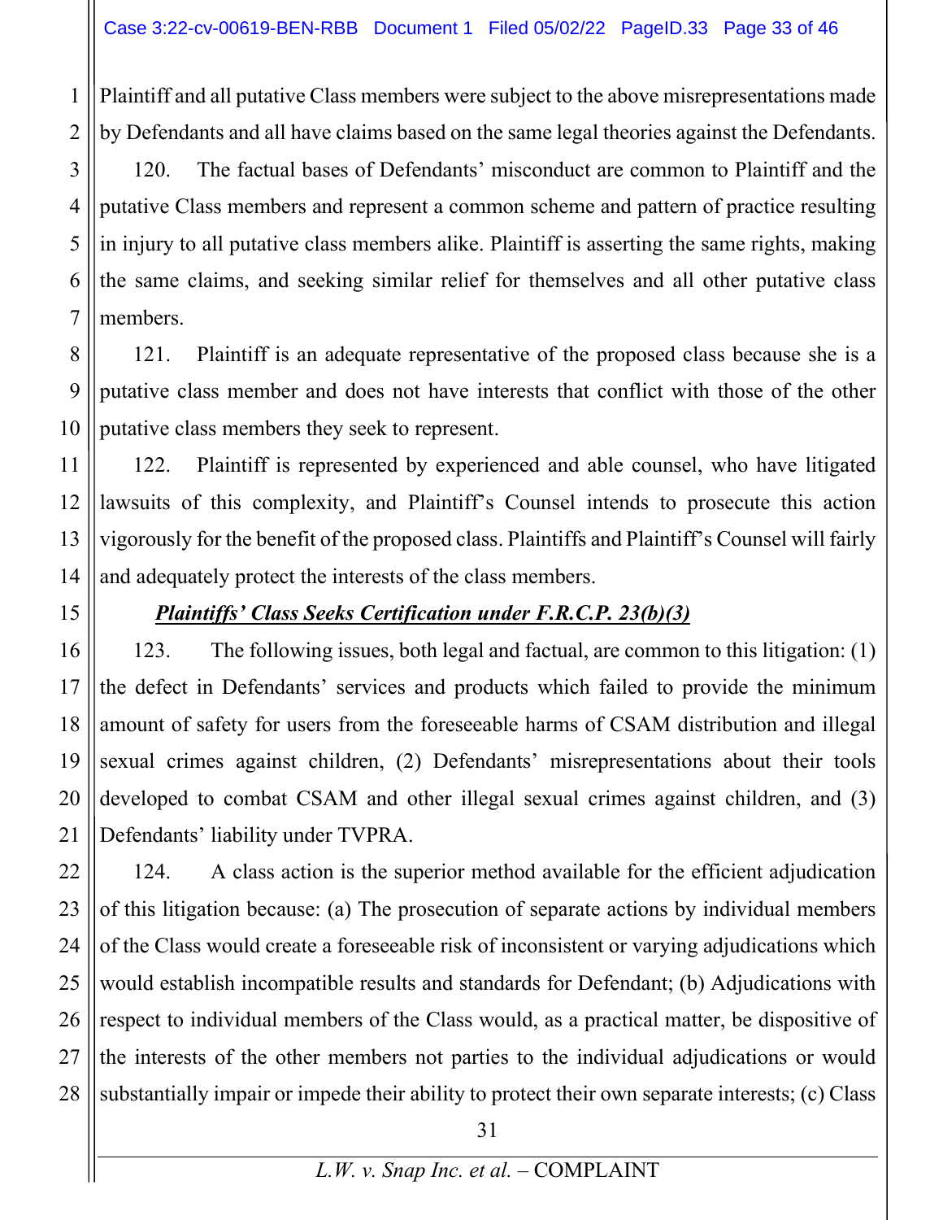Plaintiff and all putative Class members were subject to the above misrepresentations made by Defendants and all have claims based on the same legal theories against the Defendants.

120. The factual bases of Defendants' misconduct are common to Plaintiff and the putative Class members and represent a common scheme and pattern of practice resulting in injury to all putative class members alike. Plaintiff is asserting the same rights, making the same claims, and seeking similar relief for themselves and all other putative class members.

121. Plaintiff is an adequate representative of the proposed class because she is a putative class member and does not have interests that conflict with those of the other putative class members they seek to represent.

122. Plaintiff is represented by experienced and able counsel, who have litigated lawsuits of this complexity, and Plaintiff's Counsel intends to prosecute this action vigorously for the benefit of the proposed class. Plaintiffs and Plaintiff's Counsel will fairly and adequately protect the interests of the class members.

***Plaintiffs' Class Seeks Certification under F.R.C.P. 23(b)(3)***

123. The following issues, both legal and factual, are common to this litigation: (1) the defect in Defendants' services and products which failed to provide the minimum amount of safety for users from the foreseeable harms of CSAM distribution and illegal sexual crimes against children, (2) Defendants' misrepresentations about their tools developed to combat CSAM and other illegal sexual crimes against children, and (3) Defendants' liability under TVPRA.

124. A class action is the superior method available for the efficient adjudication of this litigation because: (a) The prosecution of separate actions by individual members of the Class would create a foreseeable risk of inconsistent or varying adjudications which would establish incompatible results and standards for Defendant; (b) Adjudications with respect to individual members of the Class would, as a practical matter, be dispositive of the interests of the other members not parties to the individual adjudications or would substantially impair or impede their ability to protect their own separate interests; (c) Class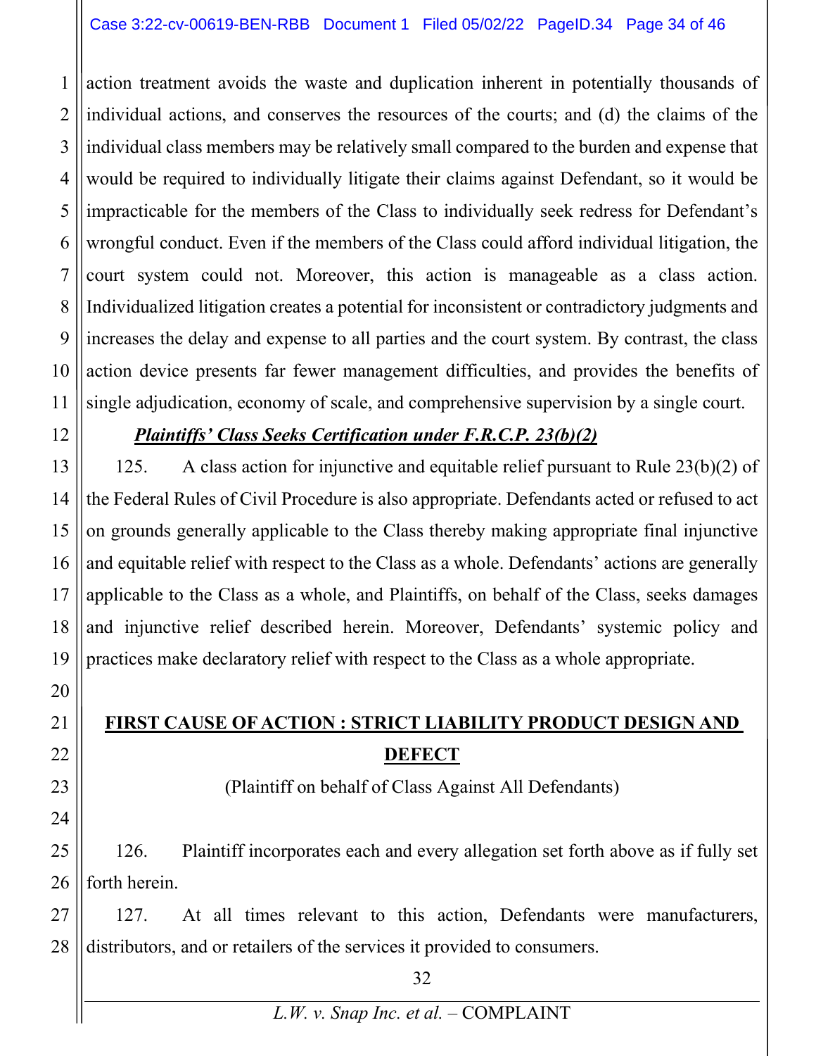action treatment avoids the waste and duplication inherent in potentially thousands of individual actions, and conserves the resources of the courts; and (d) the claims of the individual class members may be relatively small compared to the burden and expense that would be required to individually litigate their claims against Defendant, so it would be impracticable for the members of the Class to individually seek redress for Defendant's wrongful conduct. Even if the members of the Class could afford individual litigation, the court system could not. Moreover, this action is manageable as a class action. Individualized litigation creates a potential for inconsistent or contradictory judgments and increases the delay and expense to all parties and the court system. By contrast, the class action device presents far fewer management difficulties, and provides the benefits of single adjudication, economy of scale, and comprehensive supervision by a single court.

***Plaintiffs' Class Seeks Certification under F.R.C.P. 23(b)(2)***

125. A class action for injunctive and equitable relief pursuant to Rule 23(b)(2) of the Federal Rules of Civil Procedure is also appropriate. Defendants acted or refused to act on grounds generally applicable to the Class thereby making appropriate final injunctive and equitable relief with respect to the Class as a whole. Defendants' actions are generally applicable to the Class as a whole, and Plaintiffs, on behalf of the Class, seeks damages and injunctive relief described herein. Moreover, Defendants' systemic policy and practices make declaratory relief with respect to the Class as a whole appropriate.

## FIRST CAUSE OF ACTION : STRICT LIABILITY PRODUCT DESIGN AND DEFECT

(Plaintiff on behalf of Class Against All Defendants)

126. Plaintiff incorporates each and every allegation set forth above as if fully set forth herein.

127. At all times relevant to this action, Defendants were manufacturers, distributors, and or retailers of the services it provided to consumers.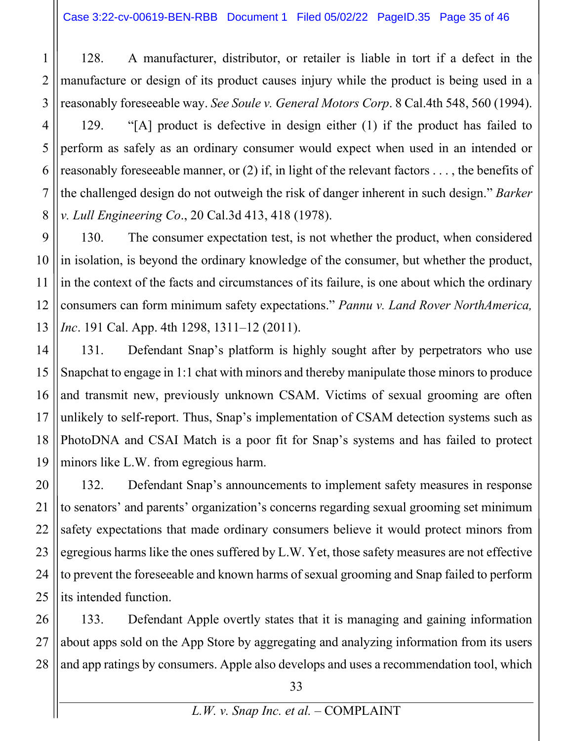128. A manufacturer, distributor, or retailer is liable in tort if a defect in the manufacture or design of its product causes injury while the product is being used in a reasonably foreseeable way. *See Soule v. General Motors Corp*. 8 Cal.4th 548, 560 (1994).

129. "[A] product is defective in design either (1) if the product has failed to perform as safely as an ordinary consumer would expect when used in an intended or reasonably foreseeable manner, or (2) if, in light of the relevant factors . . . , the benefits of the challenged design do not outweigh the risk of danger inherent in such design." *Barker v. Lull Engineering Co*., 20 Cal.3d 413, 418 (1978).

130. The consumer expectation test, is not whether the product, when considered in isolation, is beyond the ordinary knowledge of the consumer, but whether the product, in the context of the facts and circumstances of its failure, is one about which the ordinary consumers can form minimum safety expectations." *Pannu v. Land Rover NorthAmerica, Inc*. 191 Cal. App. 4th 1298, 1311–12 (2011).

131. Defendant Snap's platform is highly sought after by perpetrators who use Snapchat to engage in 1:1 chat with minors and thereby manipulate those minors to produce and transmit new, previously unknown CSAM. Victims of sexual grooming are often unlikely to self-report. Thus, Snap's implementation of CSAM detection systems such as PhotoDNA and CSAI Match is a poor fit for Snap's systems and has failed to protect minors like L.W. from egregious harm.

132. Defendant Snap's announcements to implement safety measures in response to senators' and parents' organization's concerns regarding sexual grooming set minimum safety expectations that made ordinary consumers believe it would protect minors from egregious harms like the ones suffered by L.W. Yet, those safety measures are not effective to prevent the foreseeable and known harms of sexual grooming and Snap failed to perform its intended function.

133. Defendant Apple overtly states that it is managing and gaining information about apps sold on the App Store by aggregating and analyzing information from its users and app ratings by consumers. Apple also develops and uses a recommendation tool, which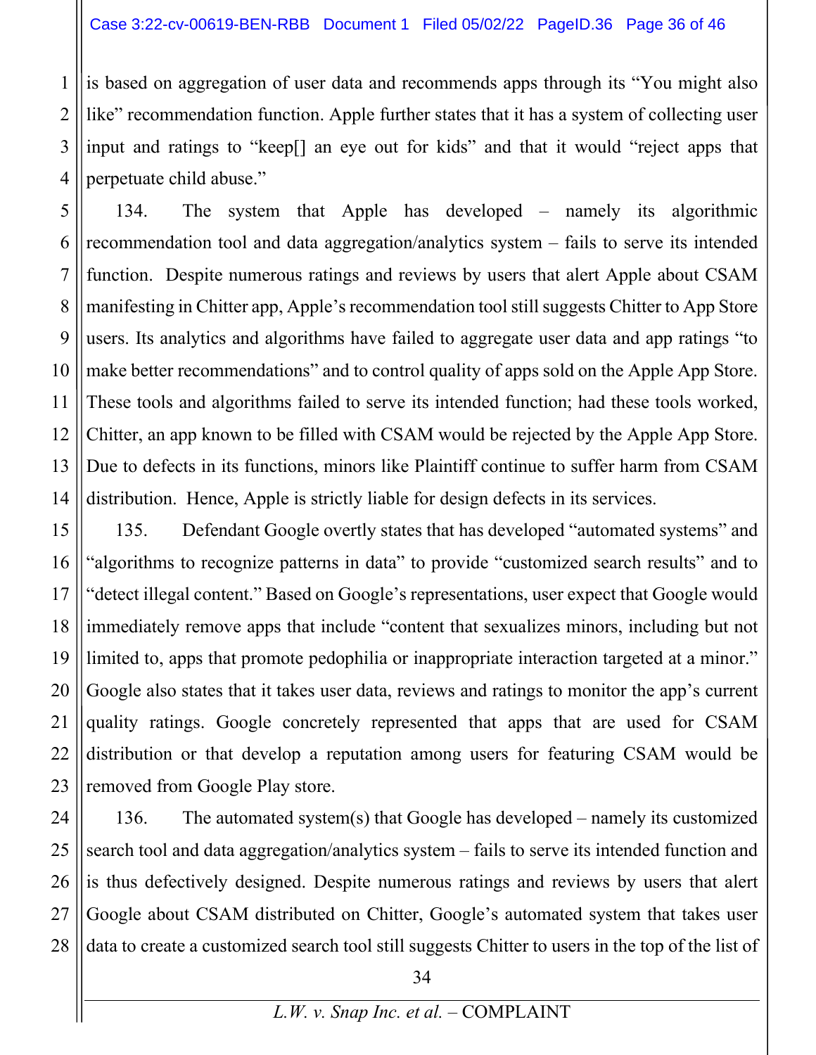is based on aggregation of user data and recommends apps through its "You might also like" recommendation function. Apple further states that it has a system of collecting user input and ratings to "keep[] an eye out for kids" and that it would "reject apps that perpetuate child abuse."

134. The system that Apple has developed – namely its algorithmic recommendation tool and data aggregation/analytics system – fails to serve its intended function. Despite numerous ratings and reviews by users that alert Apple about CSAM manifesting in Chitter app, Apple's recommendation tool still suggests Chitter to App Store users. Its analytics and algorithms have failed to aggregate user data and app ratings "to make better recommendations" and to control quality of apps sold on the Apple App Store. These tools and algorithms failed to serve its intended function; had these tools worked, Chitter, an app known to be filled with CSAM would be rejected by the Apple App Store. Due to defects in its functions, minors like Plaintiff continue to suffer harm from CSAM distribution. Hence, Apple is strictly liable for design defects in its services.

135. Defendant Google overtly states that has developed "automated systems" and "algorithms to recognize patterns in data" to provide "customized search results" and to "detect illegal content." Based on Google's representations, user expect that Google would immediately remove apps that include "content that sexualizes minors, including but not limited to, apps that promote pedophilia or inappropriate interaction targeted at a minor." Google also states that it takes user data, reviews and ratings to monitor the app's current quality ratings. Google concretely represented that apps that are used for CSAM distribution or that develop a reputation among users for featuring CSAM would be removed from Google Play store.

136. The automated system(s) that Google has developed – namely its customized search tool and data aggregation/analytics system – fails to serve its intended function and is thus defectively designed. Despite numerous ratings and reviews by users that alert Google about CSAM distributed on Chitter, Google's automated system that takes user data to create a customized search tool still suggests Chitter to users in the top of the list of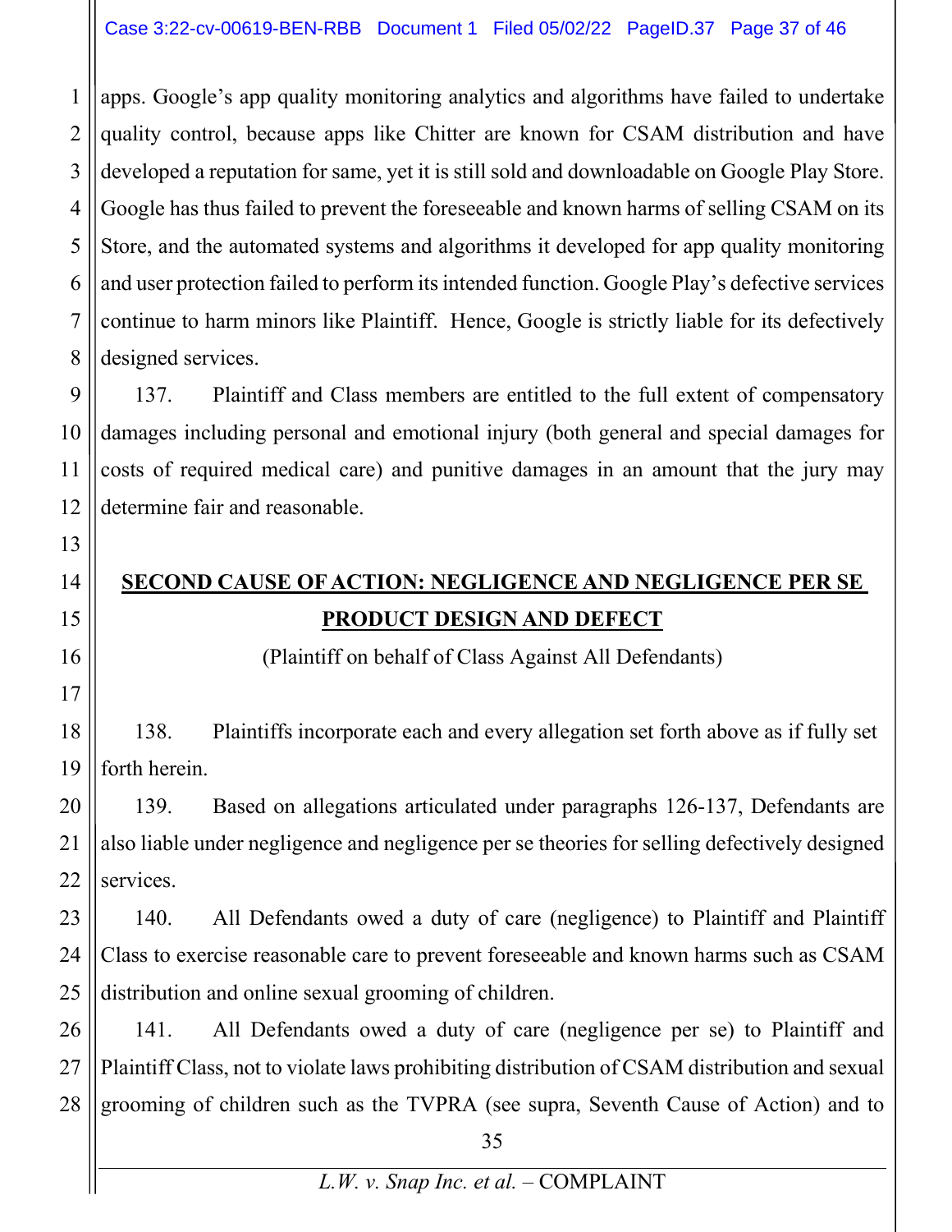apps. Google's app quality monitoring analytics and algorithms have failed to undertake quality control, because apps like Chitter are known for CSAM distribution and have developed a reputation for same, yet it is still sold and downloadable on Google Play Store. Google has thus failed to prevent the foreseeable and known harms of selling CSAM on its Store, and the automated systems and algorithms it developed for app quality monitoring and user protection failed to perform its intended function. Google Play's defective services continue to harm minors like Plaintiff. Hence, Google is strictly liable for its defectively designed services.

137. Plaintiff and Class members are entitled to the full extent of compensatory damages including personal and emotional injury (both general and special damages for costs of required medical care) and punitive damages in an amount that the jury may determine fair and reasonable.

## SECOND CAUSE OF ACTION: NEGLIGENCE AND NEGLIGENCE PER SE PRODUCT DESIGN AND DEFECT

(Plaintiff on behalf of Class Against All Defendants)

138. Plaintiffs incorporate each and every allegation set forth above as if fully set forth herein.

139. Based on allegations articulated under paragraphs 126-137, Defendants are also liable under negligence and negligence per se theories for selling defectively designed services.

140. All Defendants owed a duty of care (negligence) to Plaintiff and Plaintiff Class to exercise reasonable care to prevent foreseeable and known harms such as CSAM distribution and online sexual grooming of children.

141. All Defendants owed a duty of care (negligence per se) to Plaintiff and Plaintiff Class, not to violate laws prohibiting distribution of CSAM distribution and sexual grooming of children such as the TVPRA (see supra, Seventh Cause of Action) and to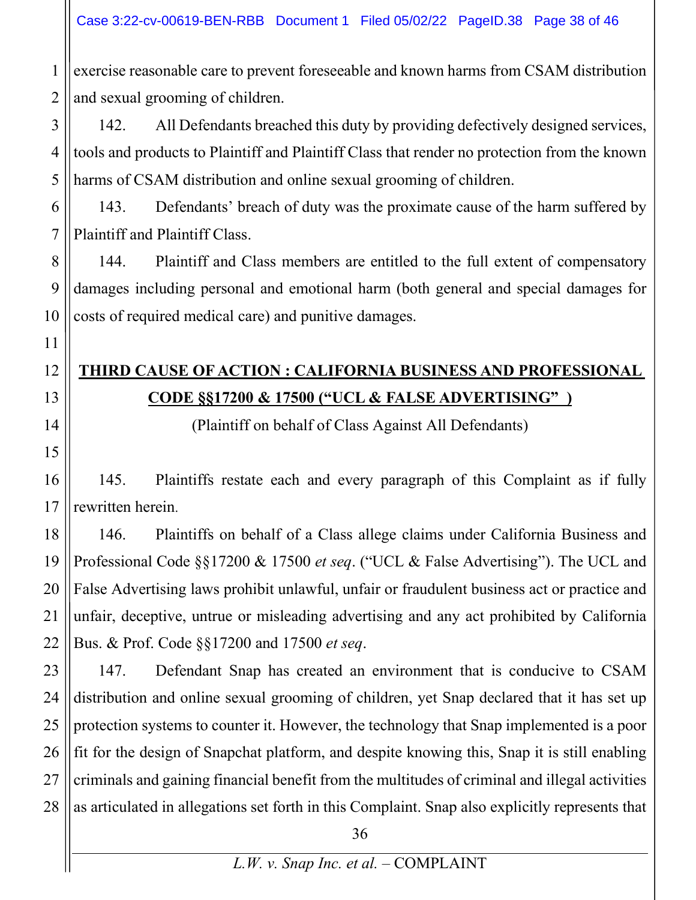exercise reasonable care to prevent foreseeable and known harms from CSAM distribution and sexual grooming of children.

142. All Defendants breached this duty by providing defectively designed services, tools and products to Plaintiff and Plaintiff Class that render no protection from the known harms of CSAM distribution and online sexual grooming of children.

143. Defendants' breach of duty was the proximate cause of the harm suffered by Plaintiff and Plaintiff Class.

144. Plaintiff and Class members are entitled to the full extent of compensatory damages including personal and emotional harm (both general and special damages for costs of required medical care) and punitive damages.

## **THIRD CAUSE OF ACTION : CALIFORNIA BUSINESS AND PROFESSIONAL CODE §§17200 & 17500 ("UCL & FALSE ADVERTISING" )**

(Plaintiff on behalf of Class Against All Defendants)

145. Plaintiffs restate each and every paragraph of this Complaint as if fully rewritten herein.

146. Plaintiffs on behalf of a Class allege claims under California Business and Professional Code §§17200 & 17500 *et seq*. ("UCL & False Advertising"). The UCL and False Advertising laws prohibit unlawful, unfair or fraudulent business act or practice and unfair, deceptive, untrue or misleading advertising and any act prohibited by California Bus. & Prof. Code §§17200 and 17500 *et seq*.

147. Defendant Snap has created an environment that is conducive to CSAM distribution and online sexual grooming of children, yet Snap declared that it has set up protection systems to counter it. However, the technology that Snap implemented is a poor fit for the design of Snapchat platform, and despite knowing this, Snap it is still enabling criminals and gaining financial benefit from the multitudes of criminal and illegal activities as articulated in allegations set forth in this Complaint. Snap also explicitly represents that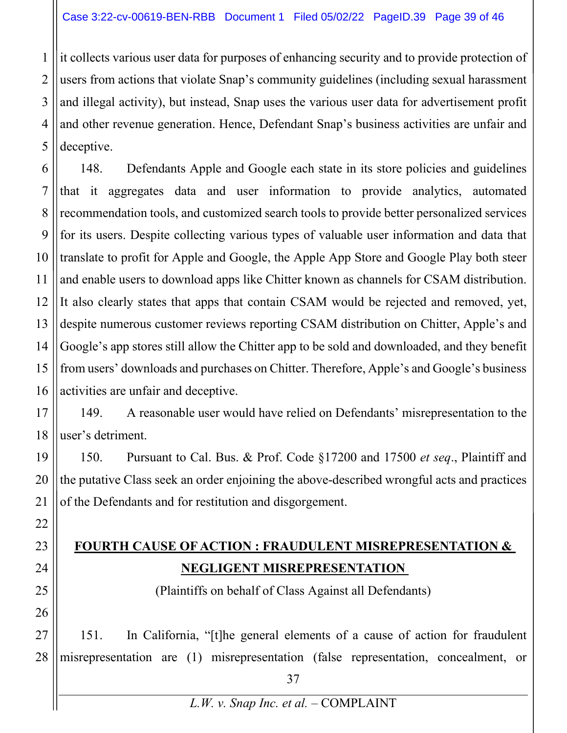it collects various user data for purposes of enhancing security and to provide protection of users from actions that violate Snap's community guidelines (including sexual harassment and illegal activity), but instead, Snap uses the various user data for advertisement profit and other revenue generation. Hence, Defendant Snap's business activities are unfair and deceptive.

148. Defendants Apple and Google each state in its store policies and guidelines that it aggregates data and user information to provide analytics, automated recommendation tools, and customized search tools to provide better personalized services for its users. Despite collecting various types of valuable user information and data that translate to profit for Apple and Google, the Apple App Store and Google Play both steer and enable users to download apps like Chitter known as channels for CSAM distribution. It also clearly states that apps that contain CSAM would be rejected and removed, yet, despite numerous customer reviews reporting CSAM distribution on Chitter, Apple's and Google's app stores still allow the Chitter app to be sold and downloaded, and they benefit from users' downloads and purchases on Chitter. Therefore, Apple's and Google's business activities are unfair and deceptive.

149. A reasonable user would have relied on Defendants' misrepresentation to the user's detriment.

150. Pursuant to Cal. Bus. & Prof. Code §17200 and 17500 *et seq*., Plaintiff and the putative Class seek an order enjoining the above-described wrongful acts and practices of the Defendants and for restitution and disgorgement.

## FOURTH CAUSE OF ACTION : FRAUDULENT MISREPRESENTATION & NEGLIGENT MISREPRESENTATION

(Plaintiffs on behalf of Class Against all Defendants)

151. In California, "[t]he general elements of a cause of action for fraudulent misrepresentation are (1) misrepresentation (false representation, concealment, or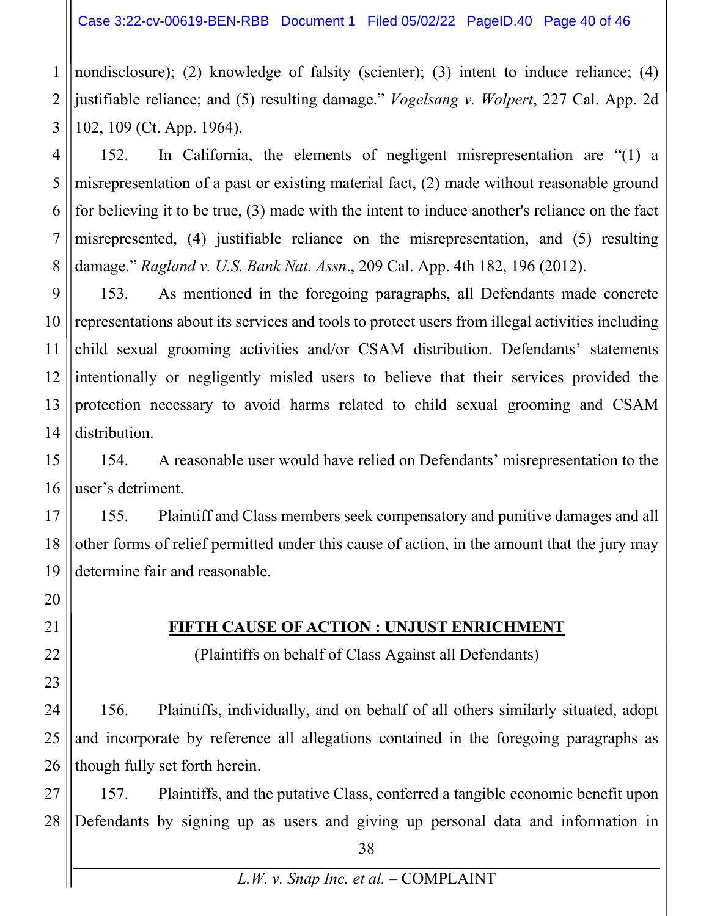nondisclosure); (2) knowledge of falsity (scienter); (3) intent to induce reliance; (4) justifiable reliance; and (5) resulting damage." *Vogelsang v. Wolpert*, 227 Cal. App. 2d 102, 109 (Ct. App. 1964).

152. In California, the elements of negligent misrepresentation are "(1) a misrepresentation of a past or existing material fact, (2) made without reasonable ground for believing it to be true, (3) made with the intent to induce another's reliance on the fact misrepresented, (4) justifiable reliance on the misrepresentation, and (5) resulting damage." *Ragland v. U.S. Bank Nat. Assn*., 209 Cal. App. 4th 182, 196 (2012).

153. As mentioned in the foregoing paragraphs, all Defendants made concrete representations about its services and tools to protect users from illegal activities including child sexual grooming activities and/or CSAM distribution. Defendants' statements intentionally or negligently misled users to believe that their services provided the protection necessary to avoid harms related to child sexual grooming and CSAM distribution.

154. A reasonable user would have relied on Defendants' misrepresentation to the user's detriment.

155. Plaintiff and Class members seek compensatory and punitive damages and all other forms of relief permitted under this cause of action, in the amount that the jury may determine fair and reasonable.

## FIFTH CAUSE OF ACTION : UNJUST ENRICHMENT

(Plaintiffs on behalf of Class Against all Defendants)

156. Plaintiffs, individually, and on behalf of all others similarly situated, adopt and incorporate by reference all allegations contained in the foregoing paragraphs as though fully set forth herein.

157. Plaintiffs, and the putative Class, conferred a tangible economic benefit upon Defendants by signing up as users and giving up personal data and information in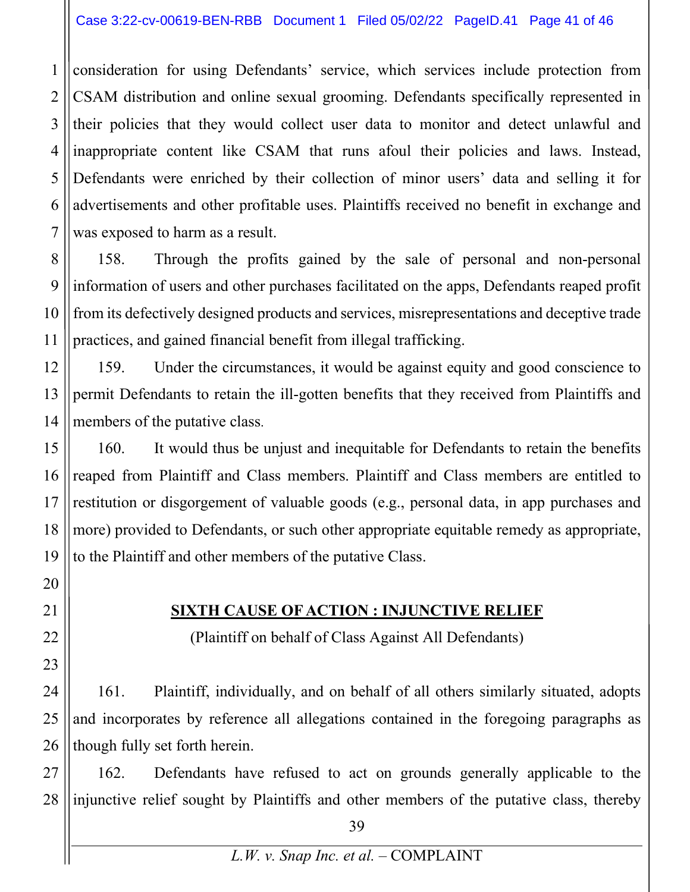consideration for using Defendants' service, which services include protection from CSAM distribution and online sexual grooming. Defendants specifically represented in their policies that they would collect user data to monitor and detect unlawful and inappropriate content like CSAM that runs afoul their policies and laws. Instead, Defendants were enriched by their collection of minor users' data and selling it for advertisements and other profitable uses. Plaintiffs received no benefit in exchange and was exposed to harm as a result.

158. Through the profits gained by the sale of personal and non-personal information of users and other purchases facilitated on the apps, Defendants reaped profit from its defectively designed products and services, misrepresentations and deceptive trade practices, and gained financial benefit from illegal trafficking.

159. Under the circumstances, it would be against equity and good conscience to permit Defendants to retain the ill-gotten benefits that they received from Plaintiffs and members of the putative class.

160. It would thus be unjust and inequitable for Defendants to retain the benefits reaped from Plaintiff and Class members. Plaintiff and Class members are entitled to restitution or disgorgement of valuable goods (e.g., personal data, in app purchases and more) provided to Defendants, or such other appropriate equitable remedy as appropriate, to the Plaintiff and other members of the putative Class.

## SIXTH CAUSE OF ACTION : INJUNCTIVE RELIEF

(Plaintiff on behalf of Class Against All Defendants)

161. Plaintiff, individually, and on behalf of all others similarly situated, adopts and incorporates by reference all allegations contained in the foregoing paragraphs as though fully set forth herein.

162. Defendants have refused to act on grounds generally applicable to the injunctive relief sought by Plaintiffs and other members of the putative class, thereby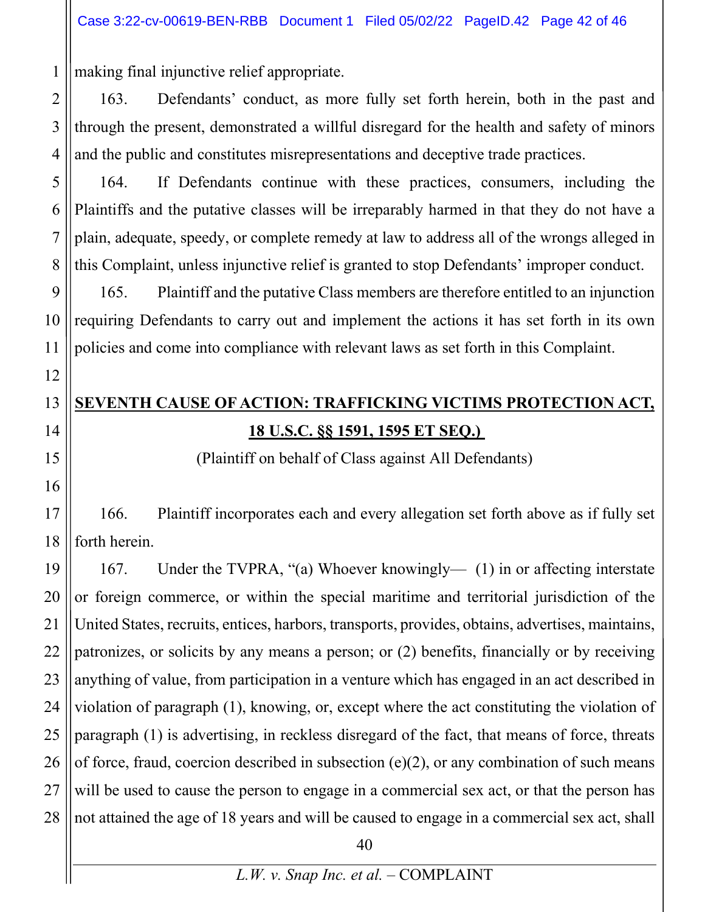making final injunctive relief appropriate.

163. Defendants' conduct, as more fully set forth herein, both in the past and through the present, demonstrated a willful disregard for the health and safety of minors and the public and constitutes misrepresentations and deceptive trade practices.

164. If Defendants continue with these practices, consumers, including the Plaintiffs and the putative classes will be irreparably harmed in that they do not have a plain, adequate, speedy, or complete remedy at law to address all of the wrongs alleged in this Complaint, unless injunctive relief is granted to stop Defendants' improper conduct.

165. Plaintiff and the putative Class members are therefore entitled to an injunction requiring Defendants to carry out and implement the actions it has set forth in its own policies and come into compliance with relevant laws as set forth in this Complaint.

## SEVENTH CAUSE OF ACTION: TRAFFICKING VICTIMS PROTECTION ACT, 18 U.S.C. §§ 1591, 1595 ET SEQ.)

(Plaintiff on behalf of Class against All Defendants)

166. Plaintiff incorporates each and every allegation set forth above as if fully set forth herein.

167. Under the TVPRA, "(a) Whoever knowingly— (1) in or affecting interstate or foreign commerce, or within the special maritime and territorial jurisdiction of the United States, recruits, entices, harbors, transports, provides, obtains, advertises, maintains, patronizes, or solicits by any means a person; or (2) benefits, financially or by receiving anything of value, from participation in a venture which has engaged in an act described in violation of paragraph (1), knowing, or, except where the act constituting the violation of paragraph (1) is advertising, in reckless disregard of the fact, that means of force, threats of force, fraud, coercion described in subsection (e)(2), or any combination of such means will be used to cause the person to engage in a commercial sex act, or that the person has not attained the age of 18 years and will be caused to engage in a commercial sex act, shall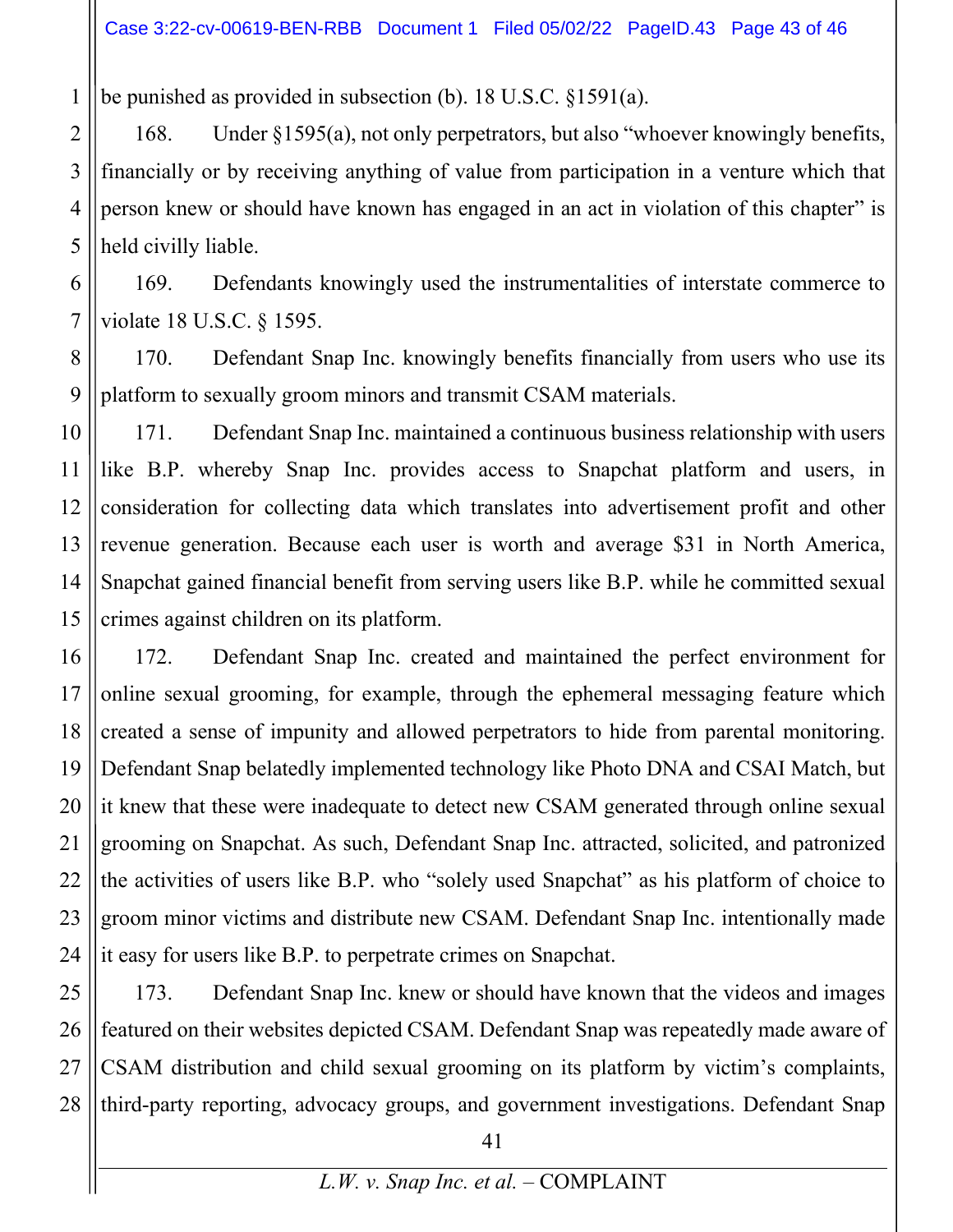be punished as provided in subsection (b). 18 U.S.C. §1591(a).

168. Under §1595(a), not only perpetrators, but also "whoever knowingly benefits, financially or by receiving anything of value from participation in a venture which that person knew or should have known has engaged in an act in violation of this chapter" is held civilly liable.

169. Defendants knowingly used the instrumentalities of interstate commerce to violate 18 U.S.C. § 1595.

170. Defendant Snap Inc. knowingly benefits financially from users who use its platform to sexually groom minors and transmit CSAM materials.

171. Defendant Snap Inc. maintained a continuous business relationship with users like B.P. whereby Snap Inc. provides access to Snapchat platform and users, in consideration for collecting data which translates into advertisement profit and other revenue generation. Because each user is worth and average $31 in North America, Snapchat gained financial benefit from serving users like B.P. while he committed sexual crimes against children on its platform.

172. Defendant Snap Inc. created and maintained the perfect environment for online sexual grooming, for example, through the ephemeral messaging feature which created a sense of impunity and allowed perpetrators to hide from parental monitoring. Defendant Snap belatedly implemented technology like Photo DNA and CSAI Match, but it knew that these were inadequate to detect new CSAM generated through online sexual grooming on Snapchat. As such, Defendant Snap Inc. attracted, solicited, and patronized the activities of users like B.P. who "solely used Snapchat" as his platform of choice to groom minor victims and distribute new CSAM. Defendant Snap Inc. intentionally made it easy for users like B.P. to perpetrate crimes on Snapchat.

173. Defendant Snap Inc. knew or should have known that the videos and images featured on their websites depicted CSAM. Defendant Snap was repeatedly made aware of CSAM distribution and child sexual grooming on its platform by victim's complaints, third-party reporting, advocacy groups, and government investigations. Defendant Snap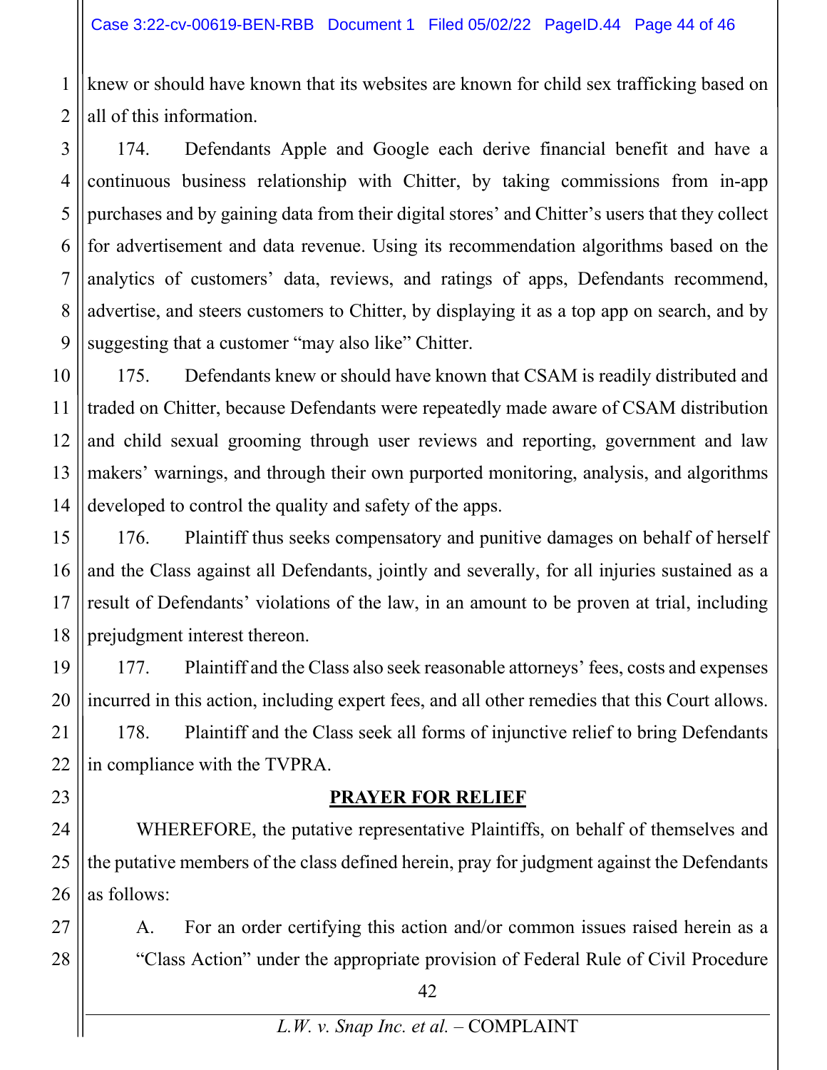knew or should have known that its websites are known for child sex trafficking based on all of this information.

174. Defendants Apple and Google each derive financial benefit and have a continuous business relationship with Chitter, by taking commissions from in-app purchases and by gaining data from their digital stores' and Chitter's users that they collect for advertisement and data revenue. Using its recommendation algorithms based on the analytics of customers' data, reviews, and ratings of apps, Defendants recommend, advertise, and steers customers to Chitter, by displaying it as a top app on search, and by suggesting that a customer "may also like" Chitter.

175. Defendants knew or should have known that CSAM is readily distributed and traded on Chitter, because Defendants were repeatedly made aware of CSAM distribution and child sexual grooming through user reviews and reporting, government and law makers' warnings, and through their own purported monitoring, analysis, and algorithms developed to control the quality and safety of the apps.

176. Plaintiff thus seeks compensatory and punitive damages on behalf of herself and the Class against all Defendants, jointly and severally, for all injuries sustained as a result of Defendants' violations of the law, in an amount to be proven at trial, including prejudgment interest thereon.

177. Plaintiff and the Class also seek reasonable attorneys' fees, costs and expenses incurred in this action, including expert fees, and all other remedies that this Court allows.

178. Plaintiff and the Class seek all forms of injunctive relief to bring Defendants in compliance with the TVPRA.

## PRAYER FOR RELIEF

WHEREFORE, the putative representative Plaintiffs, on behalf of themselves and the putative members of the class defined herein, pray for judgment against the Defendants as follows:

A. For an order certifying this action and/or common issues raised herein as a "Class Action" under the appropriate provision of Federal Rule of Civil Procedure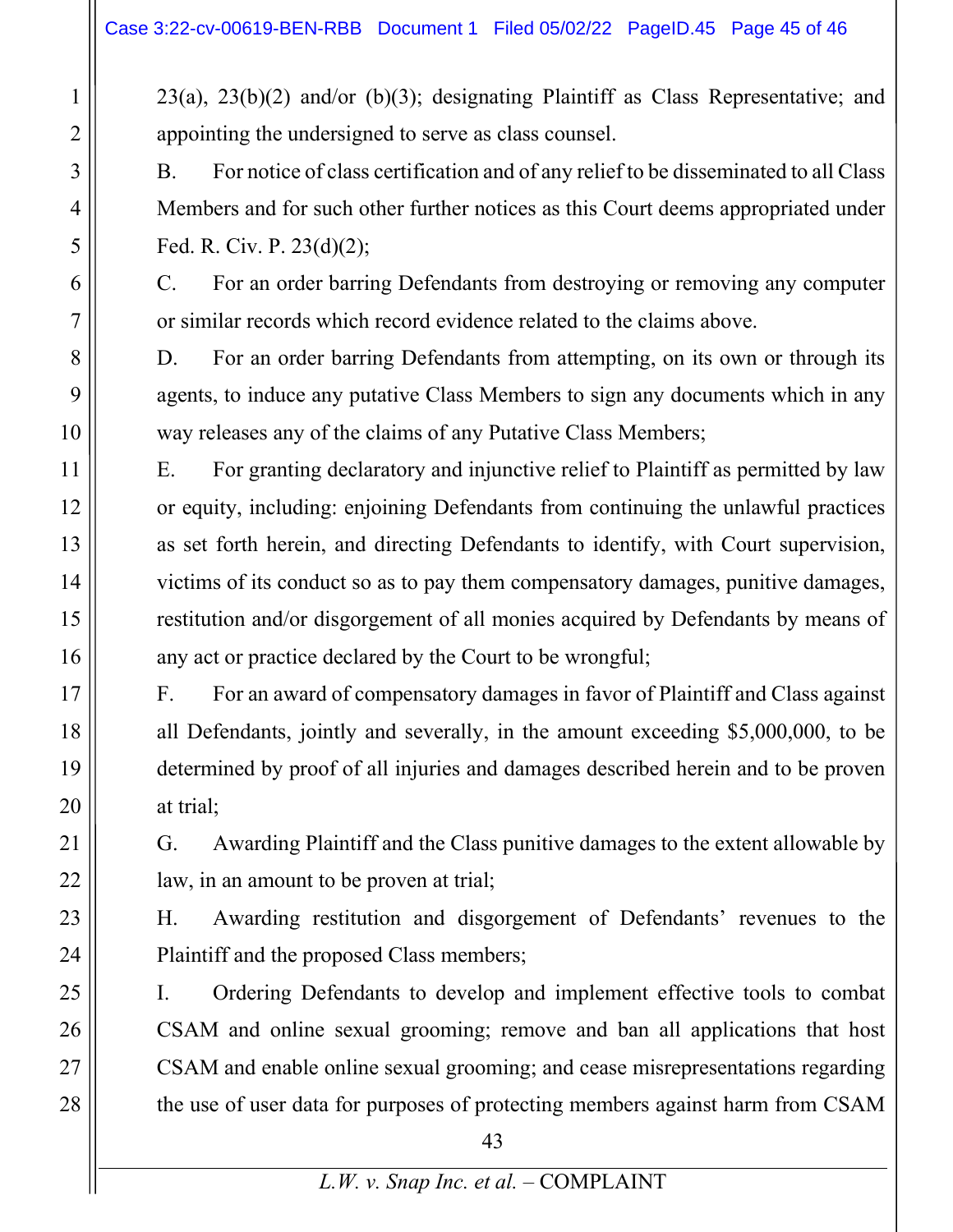23(a), 23(b)(2) and/or (b)(3); designating Plaintiff as Class Representative; and appointing the undersigned to serve as class counsel.

B. For notice of class certification and of any relief to be disseminated to all Class Members and for such other further notices as this Court deems appropriated under Fed. R. Civ. P. 23(d)(2);

C. For an order barring Defendants from destroying or removing any computer or similar records which record evidence related to the claims above.

D. For an order barring Defendants from attempting, on its own or through its agents, to induce any putative Class Members to sign any documents which in any way releases any of the claims of any Putative Class Members;

E. For granting declaratory and injunctive relief to Plaintiff as permitted by law or equity, including: enjoining Defendants from continuing the unlawful practices as set forth herein, and directing Defendants to identify, with Court supervision, victims of its conduct so as to pay them compensatory damages, punitive damages, restitution and/or disgorgement of all monies acquired by Defendants by means of any act or practice declared by the Court to be wrongful;

F. For an award of compensatory damages in favor of Plaintiff and Class against all Defendants, jointly and severally, in the amount exceeding $5,000,000, to be determined by proof of all injuries and damages described herein and to be proven at trial;

G. Awarding Plaintiff and the Class punitive damages to the extent allowable by law, in an amount to be proven at trial;

H. Awarding restitution and disgorgement of Defendants' revenues to the Plaintiff and the proposed Class members;

I. Ordering Defendants to develop and implement effective tools to combat CSAM and online sexual grooming; remove and ban all applications that host CSAM and enable online sexual grooming; and cease misrepresentations regarding the use of user data for purposes of protecting members against harm from CSAM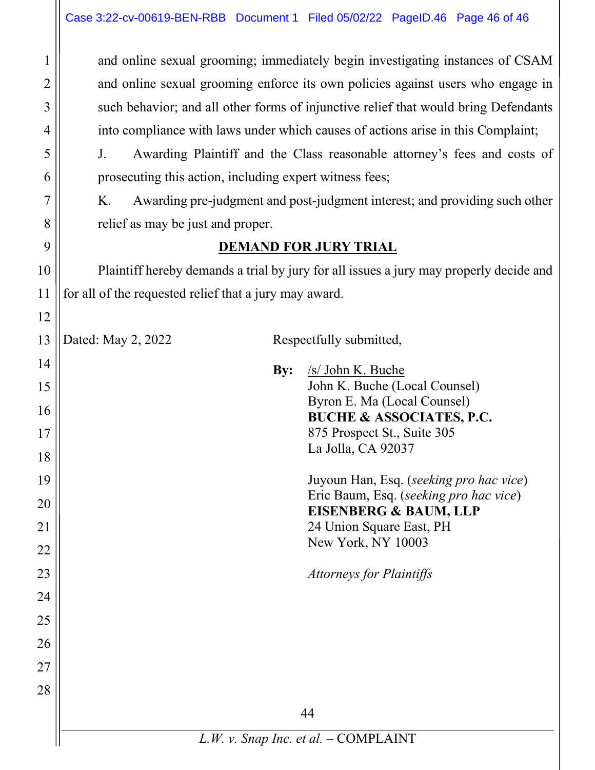and online sexual grooming; immediately begin investigating instances of CSAM and online sexual grooming enforce its own policies against users who engage in such behavior; and all other forms of injunctive relief that would bring Defendants into compliance with laws under which causes of actions arise in this Complaint;

J. Awarding Plaintiff and the Class reasonable attorney's fees and costs of prosecuting this action, including expert witness fees;

K. Awarding pre-judgment and post-judgment interest; and providing such other relief as may be just and proper.

## DEMAND FOR JURY TRIAL

Plaintiff hereby demands a trial by jury for all issues a jury may properly decide and for all of the requested relief that a jury may award.

Dated: May 2, 2022

Respectfully submitted,

**By:** /s/ John K. Buche
John K. Buche (Local Counsel)
Byron E. Ma (Local Counsel)
**BUCHE & ASSOCIATES, P.C.**
875 Prospect St., Suite 305
La Jolla, CA 92037

Juyoun Han, Esq. (*seeking pro hac vice*)
Eric Baum, Esq. (*seeking pro hac vice*)
**EISENBERG & BAUM, LLP**
24 Union Square East, PH
New York, NY 10003

*Attorneys for Plaintiffs*